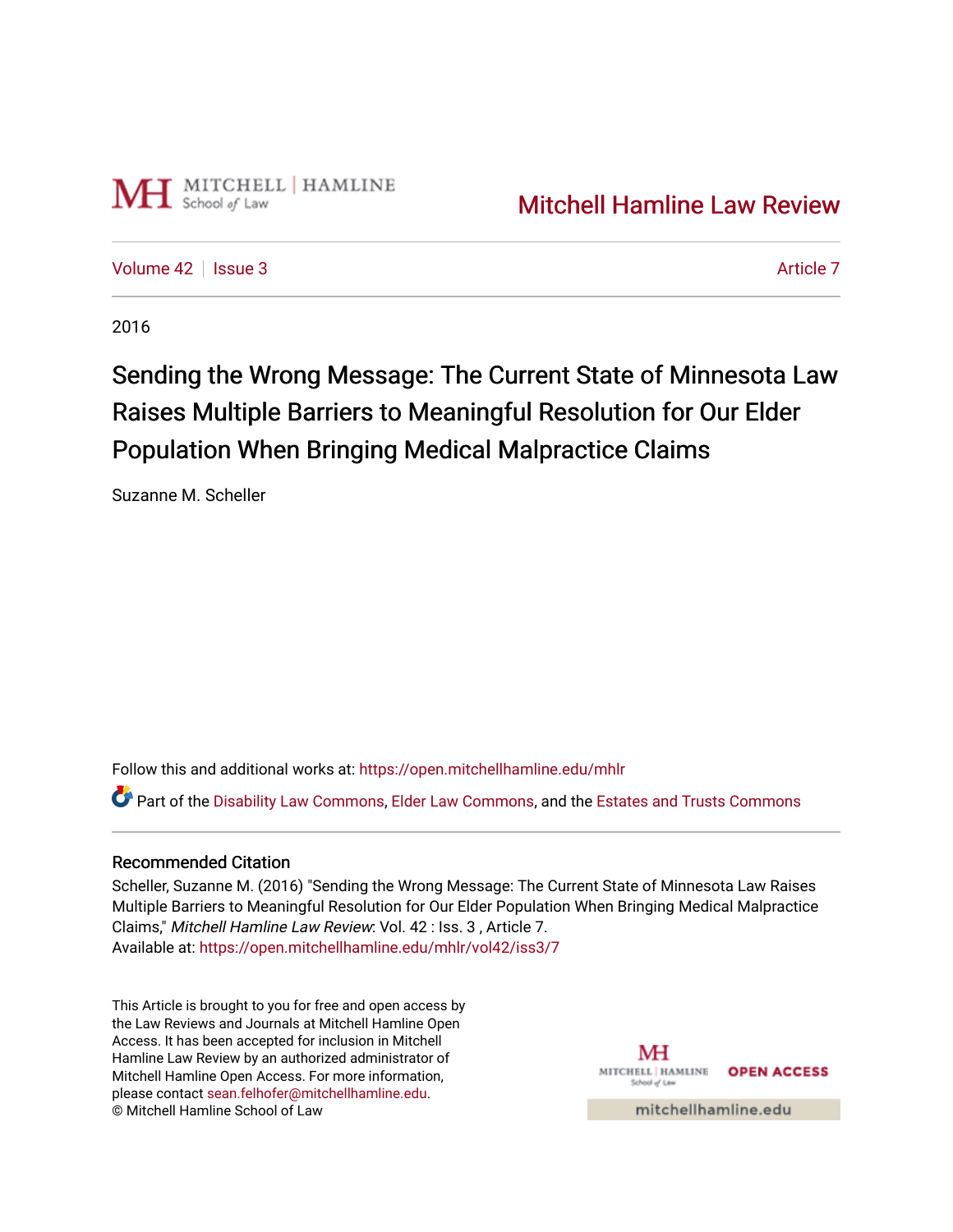Mitchell Hamline Law Review

Volume 42 | Issue 3 | Article 7

2016

# Sending the Wrong Message: The Current State of Minnesota Law Raises Multiple Barriers to Meaningful Resolution for Our Elder Population When Bringing Medical Malpractice Claims

Suzanne M. Scheller

Follow this and additional works at: https://open.mitchellhamline.edu/mhlr

Part of the Disability Law Commons, Elder Law Commons, and the Estates and Trusts Commons

## Recommended Citation

Scheller, Suzanne M. (2016) "Sending the Wrong Message: The Current State of Minnesota Law Raises Multiple Barriers to Meaningful Resolution for Our Elder Population When Bringing Medical Malpractice Claims," *Mitchell Hamline Law Review*: Vol. 42 : Iss. 3 , Article 7.
Available at: https://open.mitchellhamline.edu/mhlr/vol42/iss3/7

This Article is brought to you for free and open access by the Law Reviews and Journals at Mitchell Hamline Open Access. It has been accepted for inclusion in Mitchell Hamline Law Review by an authorized administrator of Mitchell Hamline Open Access. For more information, please contact sean.felhofer@mitchellhamline.edu.
© Mitchell Hamline School of Law

MITCHELL | HAMLINE School of Law OPEN ACCESS

mitchellhamline.edu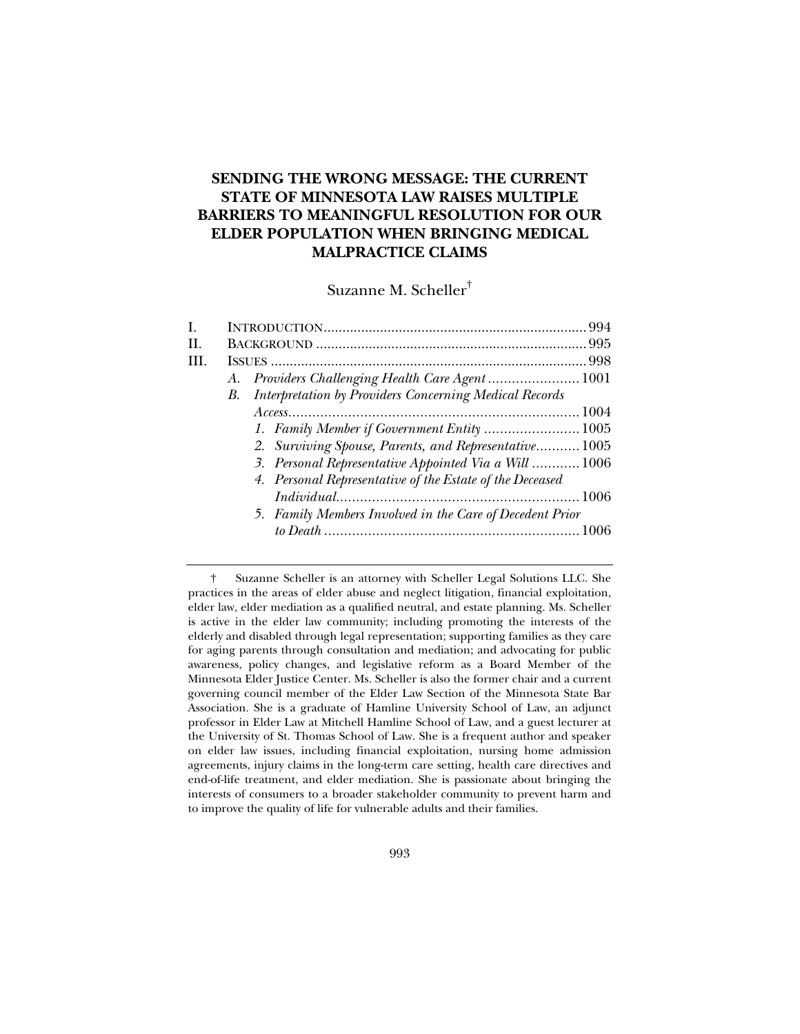# SENDING THE WRONG MESSAGE: THE CURRENT STATE OF MINNESOTA LAW RAISES MULTIPLE BARRIERS TO MEANINGFUL RESOLUTION FOR OUR ELDER POPULATION WHEN BRINGING MEDICAL MALPRACTICE CLAIMS

Suzanne M. Scheller[†]

I. INTRODUCTION ..................................................................... 994
II. BACKGROUND ....................................................................... 995
III. ISSUES ................................................................................... 998
  A. *Providers Challenging Health Care Agent* ....................... 1001
  B. *Interpretation by Providers Concerning Medical Records Access* .......................................................................... 1004
    1. *Family Member if Government Entity* ........................ 1005
    2. *Surviving Spouse, Parents, and Representative*........... 1005
    3. *Personal Representative Appointed Via a Will* ............ 1006
    4. *Personal Representative of the Estate of the Deceased Individual*............................................................. 1006
    5. *Family Members Involved in the Care of Decedent Prior to Death* ................................................................. 1006

---

† Suzanne Scheller is an attorney with Scheller Legal Solutions LLC. She practices in the areas of elder abuse and neglect litigation, financial exploitation, elder law, elder mediation as a qualified neutral, and estate planning. Ms. Scheller is active in the elder law community; including promoting the interests of the elderly and disabled through legal representation; supporting families as they care for aging parents through consultation and mediation; and advocating for public awareness, policy changes, and legislative reform as a Board Member of the Minnesota Elder Justice Center. Ms. Scheller is also the former chair and a current governing council member of the Elder Law Section of the Minnesota State Bar Association. She is a graduate of Hamline University School of Law, an adjunct professor in Elder Law at Mitchell Hamline School of Law, and a guest lecturer at the University of St. Thomas School of Law. She is a frequent author and speaker on elder law issues, including financial exploitation, nursing home admission agreements, injury claims in the long-term care setting, health care directives and end-of-life treatment, and elder mediation. She is passionate about bringing the interests of consumers to a broader stakeholder community to prevent harm and to improve the quality of life for vulnerable adults and their families.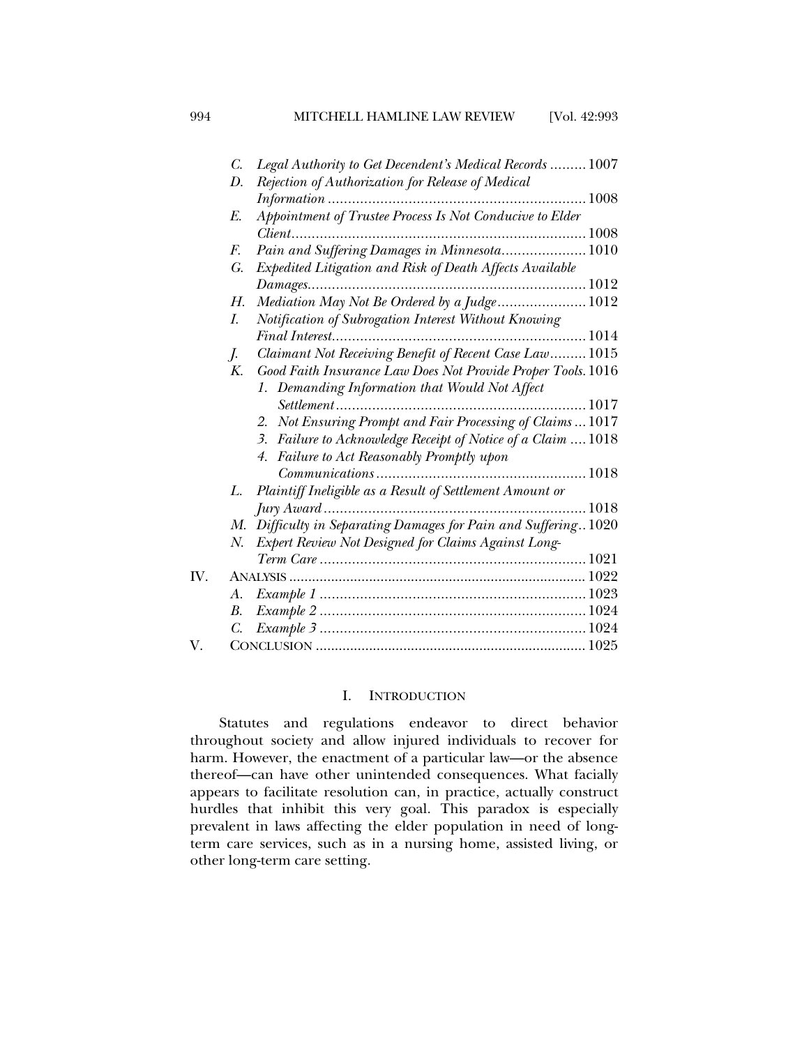C. *Legal Authority to Get Decendent's Medical Records* ......... 1007
D. *Rejection of Authorization for Release of Medical Information* ......... 1008
E. *Appointment of Trustee Process Is Not Conducive to Elder Client* ......... 1008
F. *Pain and Suffering Damages in Minnesota* ......... 1010
G. *Expedited Litigation and Risk of Death Affects Available Damages* ......... 1012
H. *Mediation May Not Be Ordered by a Judge* ......... 1012
I. *Notification of Subrogation Interest Without Knowing Final Interest* ......... 1014
J. *Claimant Not Receiving Benefit of Recent Case Law* ......... 1015
K. *Good Faith Insurance Law Does Not Provide Proper Tools.* 1016
   1. *Demanding Information that Would Not Affect Settlement* ......... 1017
   2. *Not Ensuring Prompt and Fair Processing of Claims* ... 1017
   3. *Failure to Acknowledge Receipt of Notice of a Claim* .... 1018
   4. *Failure to Act Reasonably Promptly upon Communications* ......... 1018
L. *Plaintiff Ineligible as a Result of Settlement Amount or Jury Award* ......... 1018
M. *Difficulty in Separating Damages for Pain and Suffering* .. 1020
N. *Expert Review Not Designed for Claims Against Long-Term Care* ......... 1021

IV. ANALYSIS ......... 1022
   A. *Example 1* ......... 1023
   B. *Example 2* ......... 1024
   C. *Example 3* ......... 1024

V. CONCLUSION ......... 1025

## I. INTRODUCTION

Statutes and regulations endeavor to direct behavior throughout society and allow injured individuals to recover for harm. However, the enactment of a particular law—or the absence thereof—can have other unintended consequences. What facially appears to facilitate resolution can, in practice, actually construct hurdles that inhibit this very goal. This paradox is especially prevalent in laws affecting the elder population in need of long-term care services, such as in a nursing home, assisted living, or other long-term care setting.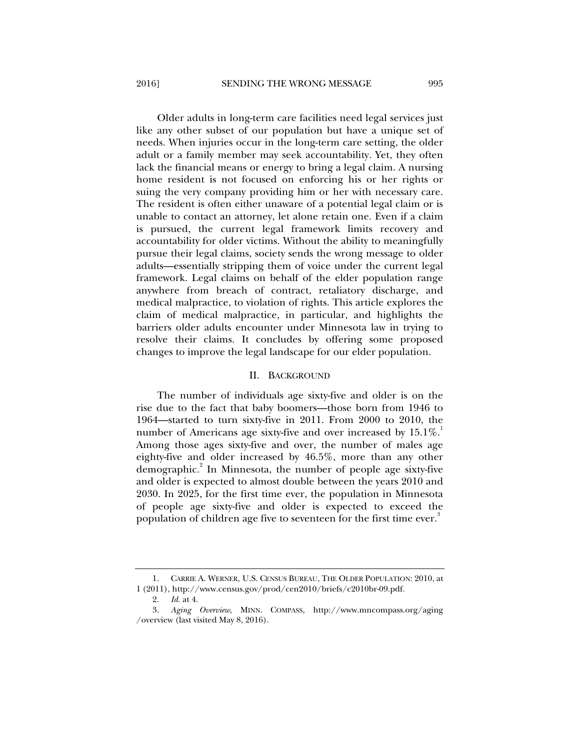Older adults in long-term care facilities need legal services just like any other subset of our population but have a unique set of needs. When injuries occur in the long-term care setting, the older adult or a family member may seek accountability. Yet, they often lack the financial means or energy to bring a legal claim. A nursing home resident is not focused on enforcing his or her rights or suing the very company providing him or her with necessary care. The resident is often either unaware of a potential legal claim or is unable to contact an attorney, let alone retain one. Even if a claim is pursued, the current legal framework limits recovery and accountability for older victims. Without the ability to meaningfully pursue their legal claims, society sends the wrong message to older adults—essentially stripping them of voice under the current legal framework. Legal claims on behalf of the elder population range anywhere from breach of contract, retaliatory discharge, and medical malpractice, to violation of rights. This article explores the claim of medical malpractice, in particular, and highlights the barriers older adults encounter under Minnesota law in trying to resolve their claims. It concludes by offering some proposed changes to improve the legal landscape for our elder population.

## II. BACKGROUND

The number of individuals age sixty-five and older is on the rise due to the fact that baby boomers—those born from 1946 to 1964—started to turn sixty-five in 2011. From 2000 to 2010, the number of Americans age sixty-five and over increased by 15.1%.[1] Among those ages sixty-five and over, the number of males age eighty-five and older increased by 46.5%, more than any other demographic.[2] In Minnesota, the number of people age sixty-five and older is expected to almost double between the years 2010 and 2030. In 2025, for the first time ever, the population in Minnesota of people age sixty-five and older is expected to exceed the population of children age five to seventeen for the first time ever.[3]

---

1. CARRIE A. WERNER, U.S. CENSUS BUREAU, THE OLDER POPULATION: 2010, at 1 (2011), http://www.census.gov/prod/cen2010/briefs/c2010br-09.pdf.

2. *Id.* at 4.

3. *Aging Overview*, MINN. COMPASS, http://www.mncompass.org/aging/overview (last visited May 8, 2016).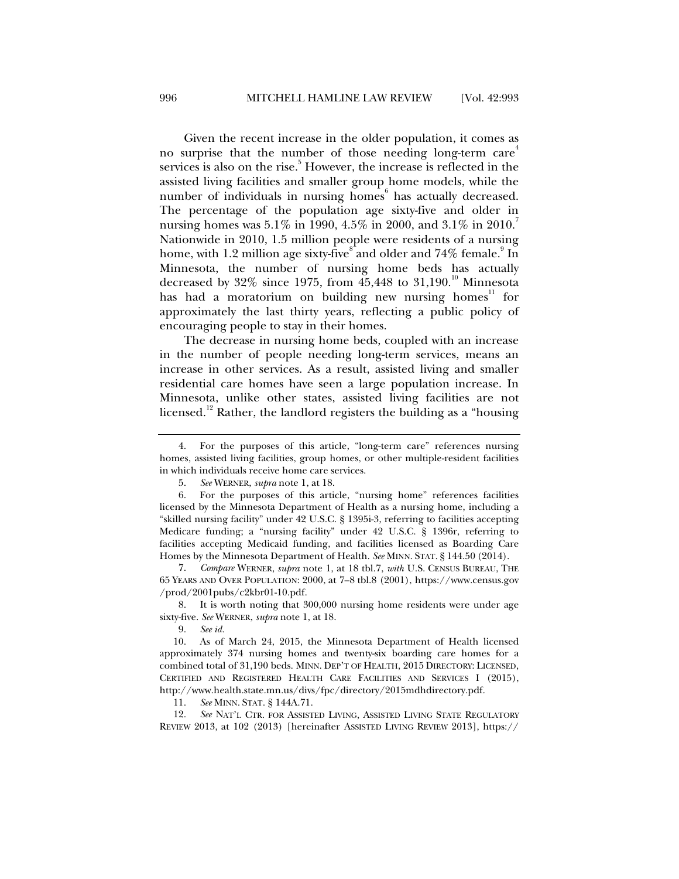Given the recent increase in the older population, it comes as no surprise that the number of those needing long-term care[4] services is also on the rise.[5] However, the increase is reflected in the assisted living facilities and smaller group home models, while the number of individuals in nursing homes[6] has actually decreased. The percentage of the population age sixty-five and older in nursing homes was 5.1% in 1990, 4.5% in 2000, and 3.1% in 2010.[7] Nationwide in 2010, 1.5 million people were residents of a nursing home, with 1.2 million age sixty-five[8] and older and 74% female.[9] In Minnesota, the number of nursing home beds has actually decreased by 32% since 1975, from 45,448 to 31,190.[10] Minnesota has had a moratorium on building new nursing homes[11] for approximately the last thirty years, reflecting a public policy of encouraging people to stay in their homes.

The decrease in nursing home beds, coupled with an increase in the number of people needing long-term services, means an increase in other services. As a result, assisted living and smaller residential care homes have seen a large population increase. In Minnesota, unlike other states, assisted living facilities are not licensed.[12] Rather, the landlord registers the building as a "housing

---

4. For the purposes of this article, "long-term care" references nursing homes, assisted living facilities, group homes, or other multiple-resident facilities in which individuals receive home care services.

5. *See* WERNER, *supra* note 1, at 18.

6. For the purposes of this article, "nursing home" references facilities licensed by the Minnesota Department of Health as a nursing home, including a "skilled nursing facility" under 42 U.S.C. § 1395i-3, referring to facilities accepting Medicare funding; a "nursing facility" under 42 U.S.C. § 1396r, referring to facilities accepting Medicaid funding, and facilities licensed as Boarding Care Homes by the Minnesota Department of Health. *See* MINN. STAT. § 144.50 (2014).

7. *Compare* WERNER, *supra* note 1, at 18 tbl.7, *with* U.S. CENSUS BUREAU, THE 65 YEARS AND OVER POPULATION: 2000, at 7–8 tbl.8 (2001), https://www.census.gov/prod/2001pubs/c2kbr01-10.pdf.

8. It is worth noting that 300,000 nursing home residents were under age sixty-five. *See* WERNER, *supra* note 1, at 18.

9. *See id.*

10. As of March 24, 2015, the Minnesota Department of Health licensed approximately 374 nursing homes and twenty-six boarding care homes for a combined total of 31,190 beds. MINN. DEP'T OF HEALTH, 2015 DIRECTORY: LICENSED, CERTIFIED AND REGISTERED HEALTH CARE FACILITIES AND SERVICES I (2015), http://www.health.state.mn.us/divs/fpc/directory/2015mdhdirectory.pdf.

11. *See* MINN. STAT. § 144A.71.

12. *See* NAT'L CTR. FOR ASSISTED LIVING, ASSISTED LIVING STATE REGULATORY REVIEW 2013, at 102 (2013) [hereinafter ASSISTED LIVING REVIEW 2013], https://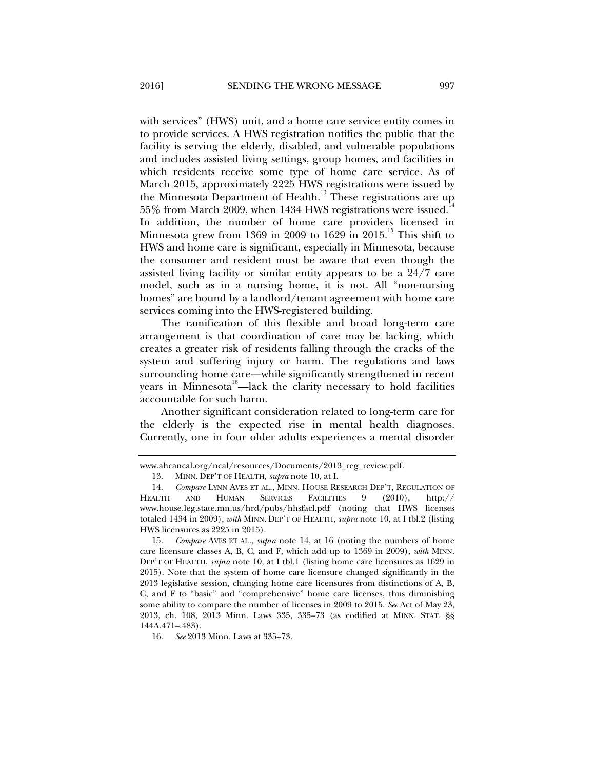with services" (HWS) unit, and a home care service entity comes in to provide services. A HWS registration notifies the public that the facility is serving the elderly, disabled, and vulnerable populations and includes assisted living settings, group homes, and facilities in which residents receive some type of home care service. As of March 2015, approximately 2225 HWS registrations were issued by the Minnesota Department of Health.[13] These registrations are up 55% from March 2009, when 1434 HWS registrations were issued.[14] In addition, the number of home care providers licensed in Minnesota grew from 1369 in 2009 to 1629 in 2015.[15] This shift to HWS and home care is significant, especially in Minnesota, because the consumer and resident must be aware that even though the assisted living facility or similar entity appears to be a 24/7 care model, such as in a nursing home, it is not. All "non-nursing homes" are bound by a landlord/tenant agreement with home care services coming into the HWS-registered building.

The ramification of this flexible and broad long-term care arrangement is that coordination of care may be lacking, which creates a greater risk of residents falling through the cracks of the system and suffering injury or harm. The regulations and laws surrounding home care—while significantly strengthened in recent years in Minnesota[16]—lack the clarity necessary to hold facilities accountable for such harm.

Another significant consideration related to long-term care for the elderly is the expected rise in mental health diagnoses. Currently, one in four older adults experiences a mental disorder

---

www.ahcancal.org/ncal/resources/Documents/2013_reg_review.pdf.

13. MINN. DEP'T OF HEALTH, *supra* note 10, at I.

14. *Compare* LYNN AVES ET AL., MINN. HOUSE RESEARCH DEP'T, REGULATION OF HEALTH AND HUMAN SERVICES FACILITIES 9 (2010), http://www.house.leg.state.mn.us/hrd/pubs/hhsfacl.pdf (noting that HWS licenses totaled 1434 in 2009), *with* MINN. DEP'T OF HEALTH, *supra* note 10, at I tbl.2 (listing HWS licensures as 2225 in 2015).

15. *Compare* AVES ET AL., *supra* note 14, at 16 (noting the numbers of home care licensure classes A, B, C, and F, which add up to 1369 in 2009), *with* MINN. DEP'T OF HEALTH, *supra* note 10, at I tbl.1 (listing home care licensures as 1629 in 2015). Note that the system of home care licensure changed significantly in the 2013 legislative session, changing home care licensures from distinctions of A, B, C, and F to "basic" and "comprehensive" home care licenses, thus diminishing some ability to compare the number of licenses in 2009 to 2015. *See* Act of May 23, 2013, ch. 108, 2013 Minn. Laws 335, 335–73 (as codified at MINN. STAT. §§ 144A.471–.483).

16. *See* 2013 Minn. Laws at 335–73.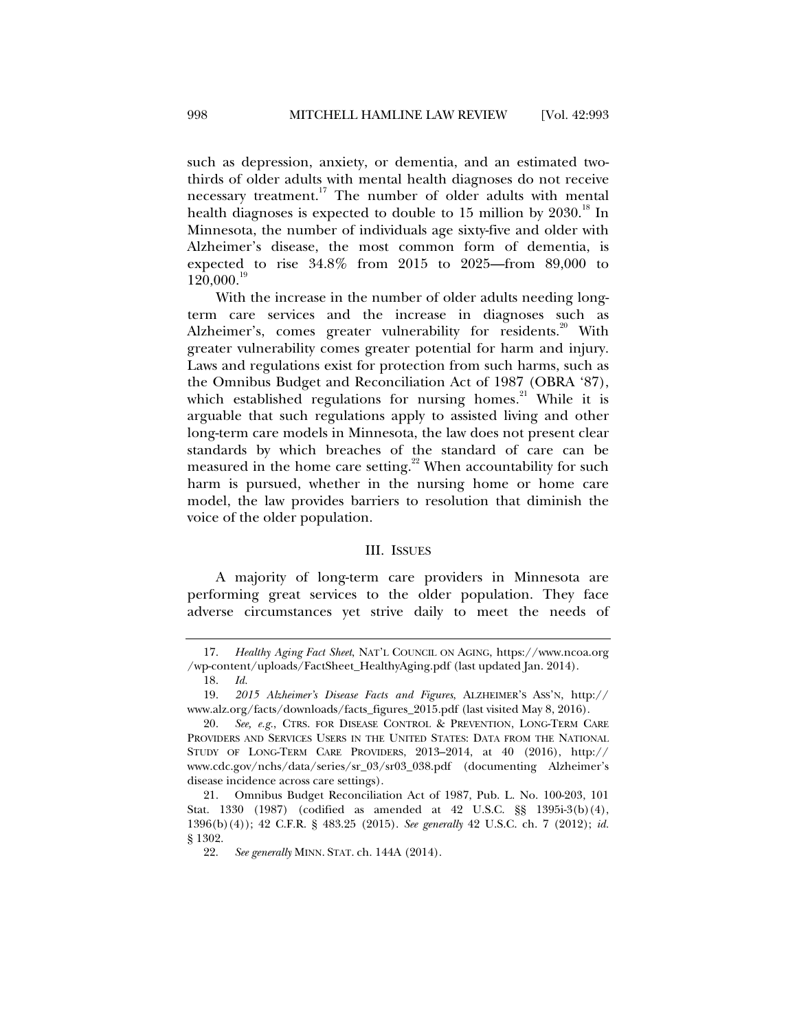such as depression, anxiety, or dementia, and an estimated two-thirds of older adults with mental health diagnoses do not receive necessary treatment.[17] The number of older adults with mental health diagnoses is expected to double to 15 million by 2030.[18] In Minnesota, the number of individuals age sixty-five and older with Alzheimer's disease, the most common form of dementia, is expected to rise 34.8% from 2015 to 2025—from 89,000 to 120,000.[19]

With the increase in the number of older adults needing long-term care services and the increase in diagnoses such as Alzheimer's, comes greater vulnerability for residents.[20] With greater vulnerability comes greater potential for harm and injury. Laws and regulations exist for protection from such harms, such as the Omnibus Budget and Reconciliation Act of 1987 (OBRA '87), which established regulations for nursing homes.[21] While it is arguable that such regulations apply to assisted living and other long-term care models in Minnesota, the law does not present clear standards by which breaches of the standard of care can be measured in the home care setting.[22] When accountability for such harm is pursued, whether in the nursing home or home care model, the law provides barriers to resolution that diminish the voice of the older population.

## III. ISSUES

A majority of long-term care providers in Minnesota are performing great services to the older population. They face adverse circumstances yet strive daily to meet the needs of

---

17. *Healthy Aging Fact Sheet*, NAT'L COUNCIL ON AGING, https://www.ncoa.org/wp-content/uploads/FactSheet_HealthyAging.pdf (last updated Jan. 2014).

18. *Id.*

19. *2015 Alzheimer's Disease Facts and Figures*, ALZHEIMER'S ASS'N, http://www.alz.org/facts/downloads/facts_figures_2015.pdf (last visited May 8, 2016).

20. *See, e.g.*, CTRS. FOR DISEASE CONTROL & PREVENTION, LONG-TERM CARE PROVIDERS AND SERVICES USERS IN THE UNITED STATES: DATA FROM THE NATIONAL STUDY OF LONG-TERM CARE PROVIDERS, 2013–2014, at 40 (2016), http://www.cdc.gov/nchs/data/series/sr_03/sr03_038.pdf (documenting Alzheimer's disease incidence across care settings).

21. Omnibus Budget Reconciliation Act of 1987, Pub. L. No. 100-203, 101 Stat. 1330 (1987) (codified as amended at 42 U.S.C. §§ 1395i-3(b)(4), 1396(b)(4)); 42 C.F.R. § 483.25 (2015). *See generally* 42 U.S.C. ch. 7 (2012); *id.* § 1302.

22. *See generally* MINN. STAT. ch. 144A (2014).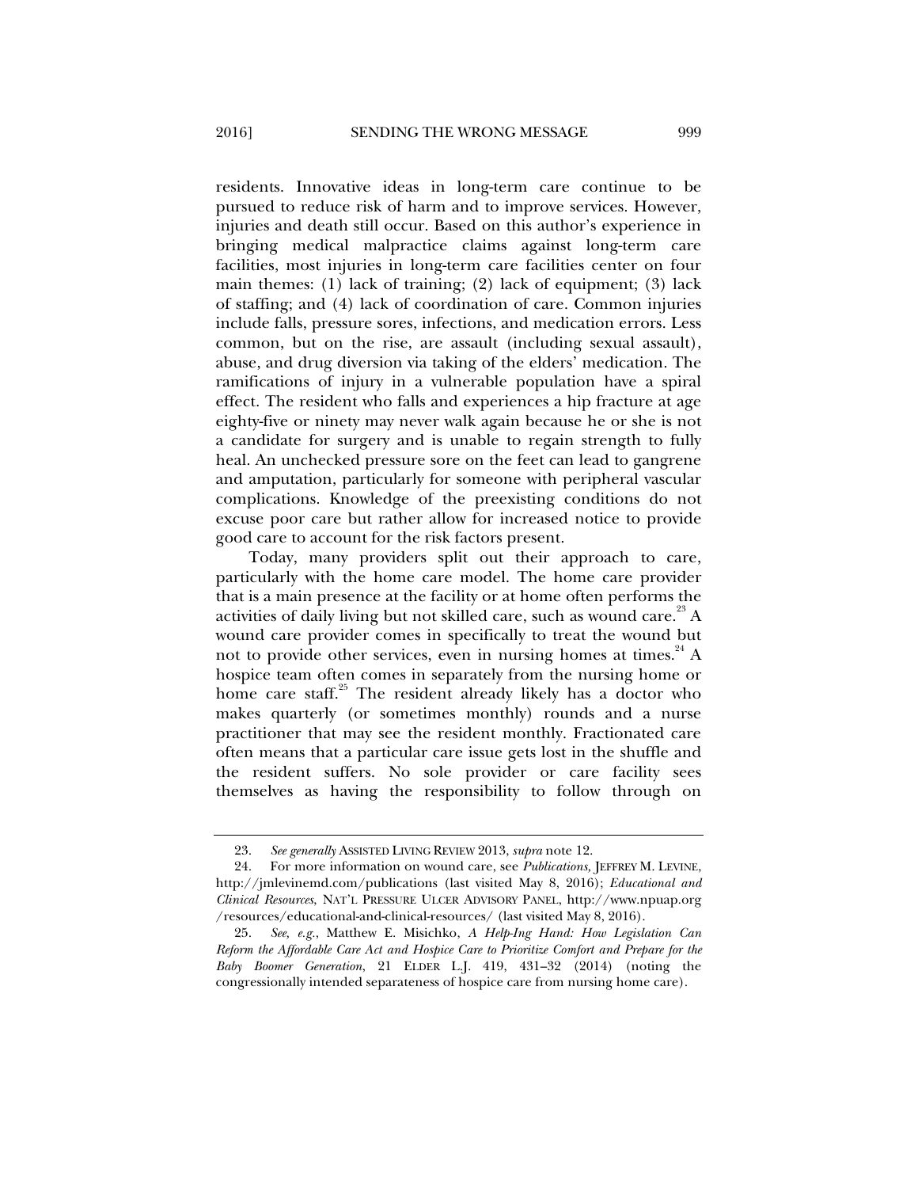residents. Innovative ideas in long-term care continue to be pursued to reduce risk of harm and to improve services. However, injuries and death still occur. Based on this author's experience in bringing medical malpractice claims against long-term care facilities, most injuries in long-term care facilities center on four main themes: (1) lack of training; (2) lack of equipment; (3) lack of staffing; and (4) lack of coordination of care. Common injuries include falls, pressure sores, infections, and medication errors. Less common, but on the rise, are assault (including sexual assault), abuse, and drug diversion via taking of the elders' medication. The ramifications of injury in a vulnerable population have a spiral effect. The resident who falls and experiences a hip fracture at age eighty-five or ninety may never walk again because he or she is not a candidate for surgery and is unable to regain strength to fully heal. An unchecked pressure sore on the feet can lead to gangrene and amputation, particularly for someone with peripheral vascular complications. Knowledge of the preexisting conditions do not excuse poor care but rather allow for increased notice to provide good care to account for the risk factors present.

Today, many providers split out their approach to care, particularly with the home care model. The home care provider that is a main presence at the facility or at home often performs the activities of daily living but not skilled care, such as wound care.[23] A wound care provider comes in specifically to treat the wound but not to provide other services, even in nursing homes at times.[24] A hospice team often comes in separately from the nursing home or home care staff.[25] The resident already likely has a doctor who makes quarterly (or sometimes monthly) rounds and a nurse practitioner that may see the resident monthly. Fractionated care often means that a particular care issue gets lost in the shuffle and the resident suffers. No sole provider or care facility sees themselves as having the responsibility to follow through on

---

23. *See generally* ASSISTED LIVING REVIEW 2013, *supra* note 12.

24. For more information on wound care, see *Publications,* JEFFREY M. LEVINE, http://jmlevinemd.com/publications (last visited May 8, 2016); *Educational and Clinical Resources*, NAT'L PRESSURE ULCER ADVISORY PANEL, http://www.npuap.org /resources/educational-and-clinical-resources/ (last visited May 8, 2016).

25. *See, e.g.*, Matthew E. Misichko, *A Help-Ing Hand: How Legislation Can Reform the Affordable Care Act and Hospice Care to Prioritize Comfort and Prepare for the Baby Boomer Generation*, 21 ELDER L.J. 419, 431–32 (2014) (noting the congressionally intended separateness of hospice care from nursing home care).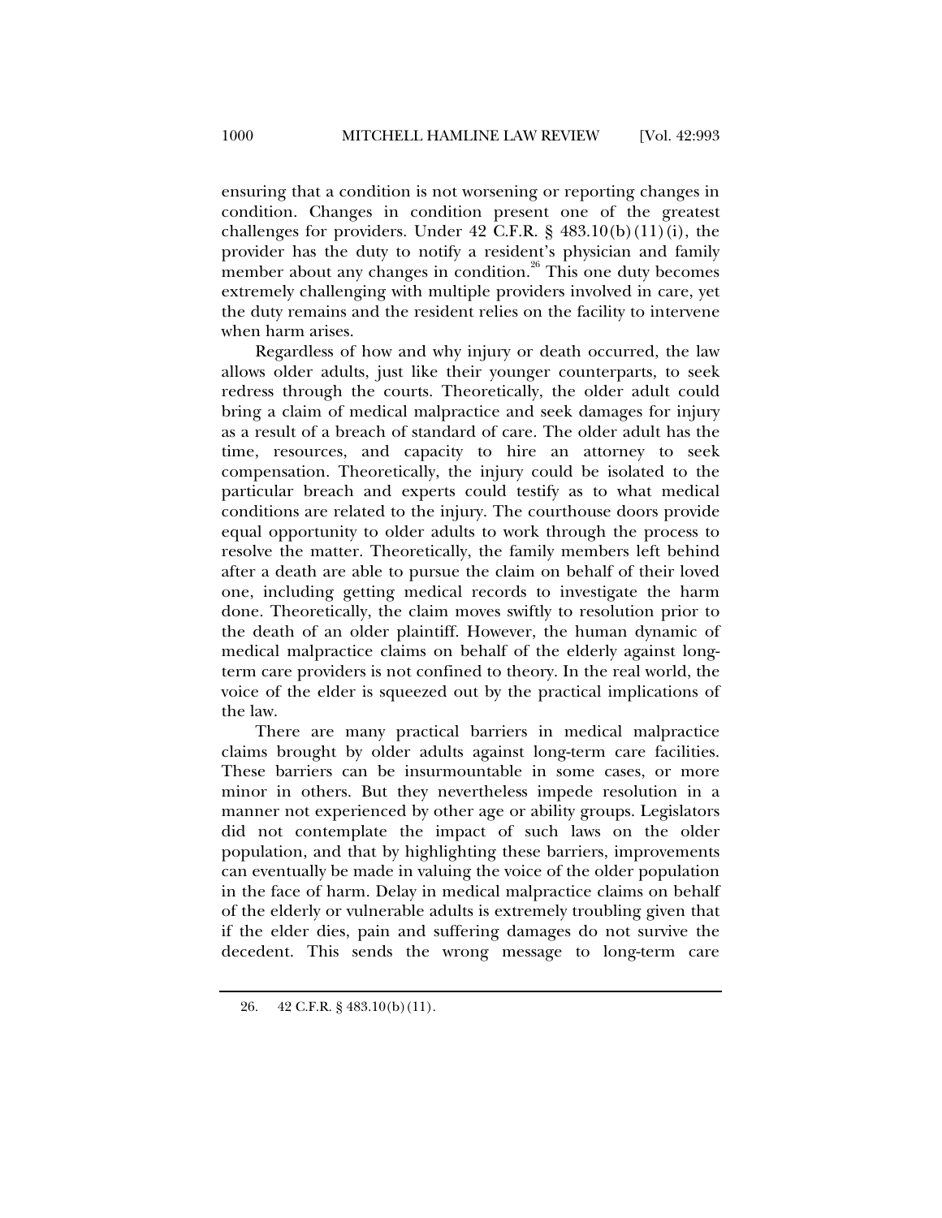ensuring that a condition is not worsening or reporting changes in condition. Changes in condition present one of the greatest challenges for providers. Under 42 C.F.R. § 483.10(b)(11)(i), the provider has the duty to notify a resident's physician and family member about any changes in condition.[26] This one duty becomes extremely challenging with multiple providers involved in care, yet the duty remains and the resident relies on the facility to intervene when harm arises.

Regardless of how and why injury or death occurred, the law allows older adults, just like their younger counterparts, to seek redress through the courts. Theoretically, the older adult could bring a claim of medical malpractice and seek damages for injury as a result of a breach of standard of care. The older adult has the time, resources, and capacity to hire an attorney to seek compensation. Theoretically, the injury could be isolated to the particular breach and experts could testify as to what medical conditions are related to the injury. The courthouse doors provide equal opportunity to older adults to work through the process to resolve the matter. Theoretically, the family members left behind after a death are able to pursue the claim on behalf of their loved one, including getting medical records to investigate the harm done. Theoretically, the claim moves swiftly to resolution prior to the death of an older plaintiff. However, the human dynamic of medical malpractice claims on behalf of the elderly against long-term care providers is not confined to theory. In the real world, the voice of the elder is squeezed out by the practical implications of the law.

There are many practical barriers in medical malpractice claims brought by older adults against long-term care facilities. These barriers can be insurmountable in some cases, or more minor in others. But they nevertheless impede resolution in a manner not experienced by other age or ability groups. Legislators did not contemplate the impact of such laws on the older population, and that by highlighting these barriers, improvements can eventually be made in valuing the voice of the older population in the face of harm. Delay in medical malpractice claims on behalf of the elderly or vulnerable adults is extremely troubling given that if the elder dies, pain and suffering damages do not survive the decedent. This sends the wrong message to long-term care

26. 42 C.F.R. § 483.10(b)(11).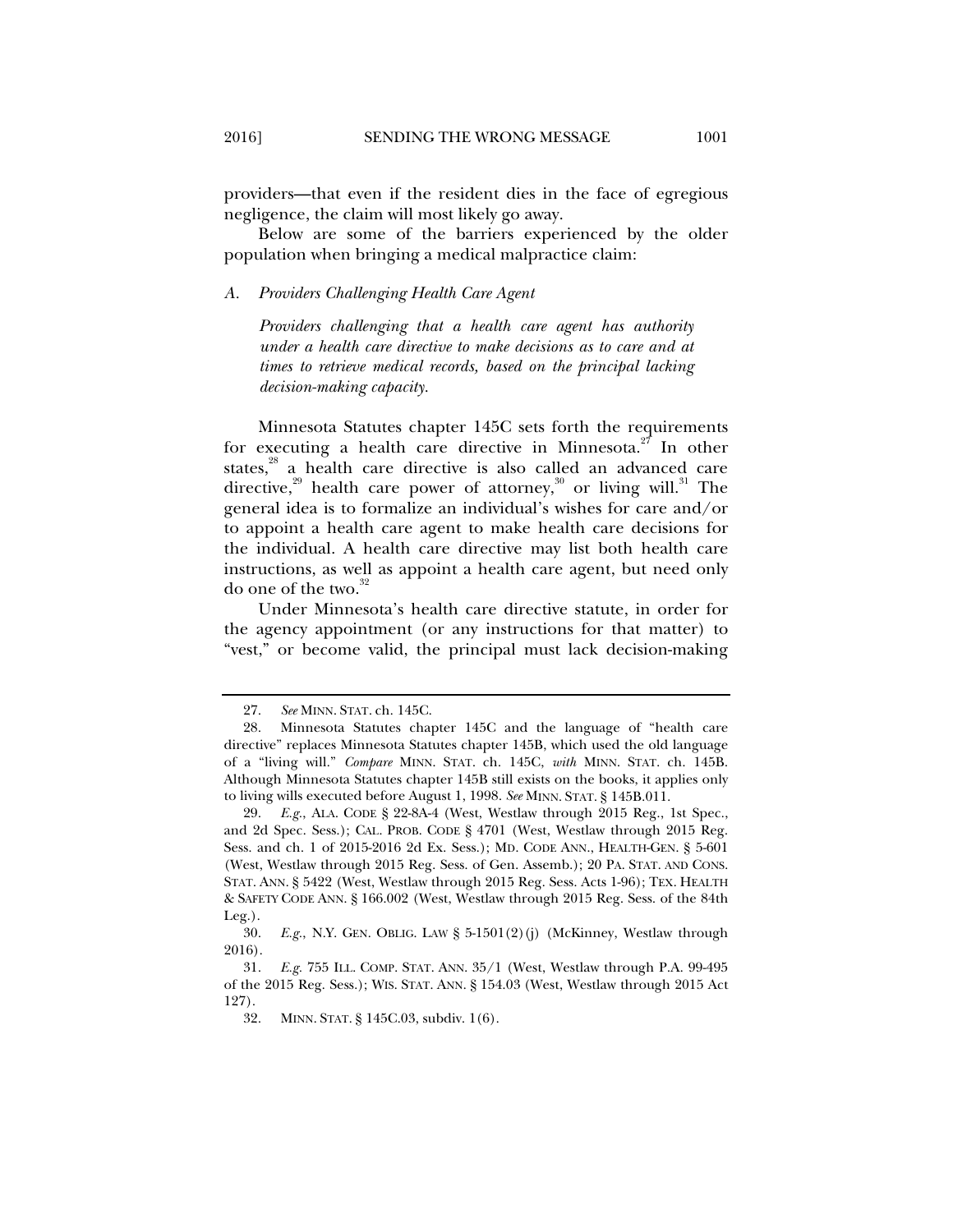providers—that even if the resident dies in the face of egregious negligence, the claim will most likely go away.

Below are some of the barriers experienced by the older population when bringing a medical malpractice claim:

### A. *Providers Challenging Health Care Agent*

*Providers challenging that a health care agent has authority under a health care directive to make decisions as to care and at times to retrieve medical records, based on the principal lacking decision-making capacity.*

Minnesota Statutes chapter 145C sets forth the requirements for executing a health care directive in Minnesota.[27] In other states,[28] a health care directive is also called an advanced care directive,[29] health care power of attorney,[30] or living will.[31] The general idea is to formalize an individual's wishes for care and/or to appoint a health care agent to make health care decisions for the individual. A health care directive may list both health care instructions, as well as appoint a health care agent, but need only do one of the two.[32]

Under Minnesota's health care directive statute, in order for the agency appointment (or any instructions for that matter) to "vest," or become valid, the principal must lack decision-making

---

27. *See* MINN. STAT. ch. 145C.

28. Minnesota Statutes chapter 145C and the language of "health care directive" replaces Minnesota Statutes chapter 145B, which used the old language of a "living will." *Compare* MINN. STAT. ch. 145C, *with* MINN. STAT. ch. 145B. Although Minnesota Statutes chapter 145B still exists on the books, it applies only to living wills executed before August 1, 1998. *See* MINN. STAT. § 145B.011.

29. *E.g.*, ALA. CODE § 22-8A-4 (West, Westlaw through 2015 Reg., 1st Spec., and 2d Spec. Sess.); CAL. PROB. CODE § 4701 (West, Westlaw through 2015 Reg. Sess. and ch. 1 of 2015-2016 2d Ex. Sess.); MD. CODE ANN., HEALTH-GEN. § 5-601 (West, Westlaw through 2015 Reg. Sess. of Gen. Assemb.); 20 PA. STAT. AND CONS. STAT. ANN. § 5422 (West, Westlaw through 2015 Reg. Sess. Acts 1-96); TEX. HEALTH & SAFETY CODE ANN. § 166.002 (West, Westlaw through 2015 Reg. Sess. of the 84th Leg.).

30. *E.g.*, N.Y. GEN. OBLIG. LAW § 5-1501(2)(j) (McKinney, Westlaw through 2016).

31. *E.g.* 755 ILL. COMP. STAT. ANN. 35/1 (West, Westlaw through P.A. 99-495 of the 2015 Reg. Sess.); WIS. STAT. ANN. § 154.03 (West, Westlaw through 2015 Act 127).

32. MINN. STAT. § 145C.03, subdiv. 1(6).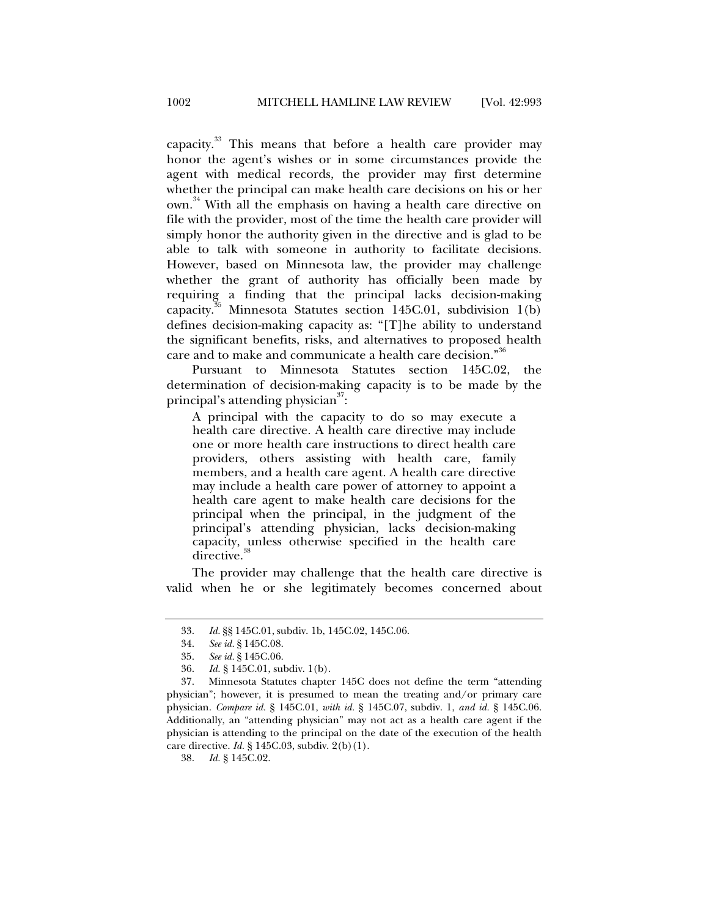capacity.[33] This means that before a health care provider may honor the agent's wishes or in some circumstances provide the agent with medical records, the provider may first determine whether the principal can make health care decisions on his or her own.[34] With all the emphasis on having a health care directive on file with the provider, most of the time the health care provider will simply honor the authority given in the directive and is glad to be able to talk with someone in authority to facilitate decisions. However, based on Minnesota law, the provider may challenge whether the grant of authority has officially been made by requiring a finding that the principal lacks decision-making capacity.[35] Minnesota Statutes section 145C.01, subdivision 1(b) defines decision-making capacity as: "[T]he ability to understand the significant benefits, risks, and alternatives to proposed health care and to make and communicate a health care decision."[36]

Pursuant to Minnesota Statutes section 145C.02, the determination of decision-making capacity is to be made by the principal's attending physician[37]:

> A principal with the capacity to do so may execute a health care directive. A health care directive may include one or more health care instructions to direct health care providers, others assisting with health care, family members, and a health care agent. A health care directive may include a health care power of attorney to appoint a health care agent to make health care decisions for the principal when the principal, in the judgment of the principal's attending physician, lacks decision-making capacity, unless otherwise specified in the health care directive.[38]

The provider may challenge that the health care directive is valid when he or she legitimately becomes concerned about

---

33. *Id.* §§ 145C.01, subdiv. 1b, 145C.02, 145C.06.

34. *See id.* § 145C.08.

35. *See id.* § 145C.06.

36. *Id.* § 145C.01, subdiv. 1(b).

37. Minnesota Statutes chapter 145C does not define the term "attending physician"; however, it is presumed to mean the treating and/or primary care physician. *Compare id.* § 145C.01, *with id.* § 145C.07, subdiv. 1, *and id.* § 145C.06. Additionally, an "attending physician" may not act as a health care agent if the physician is attending to the principal on the date of the execution of the health care directive. *Id.* § 145C.03, subdiv. 2(b)(1).

38. *Id.* § 145C.02.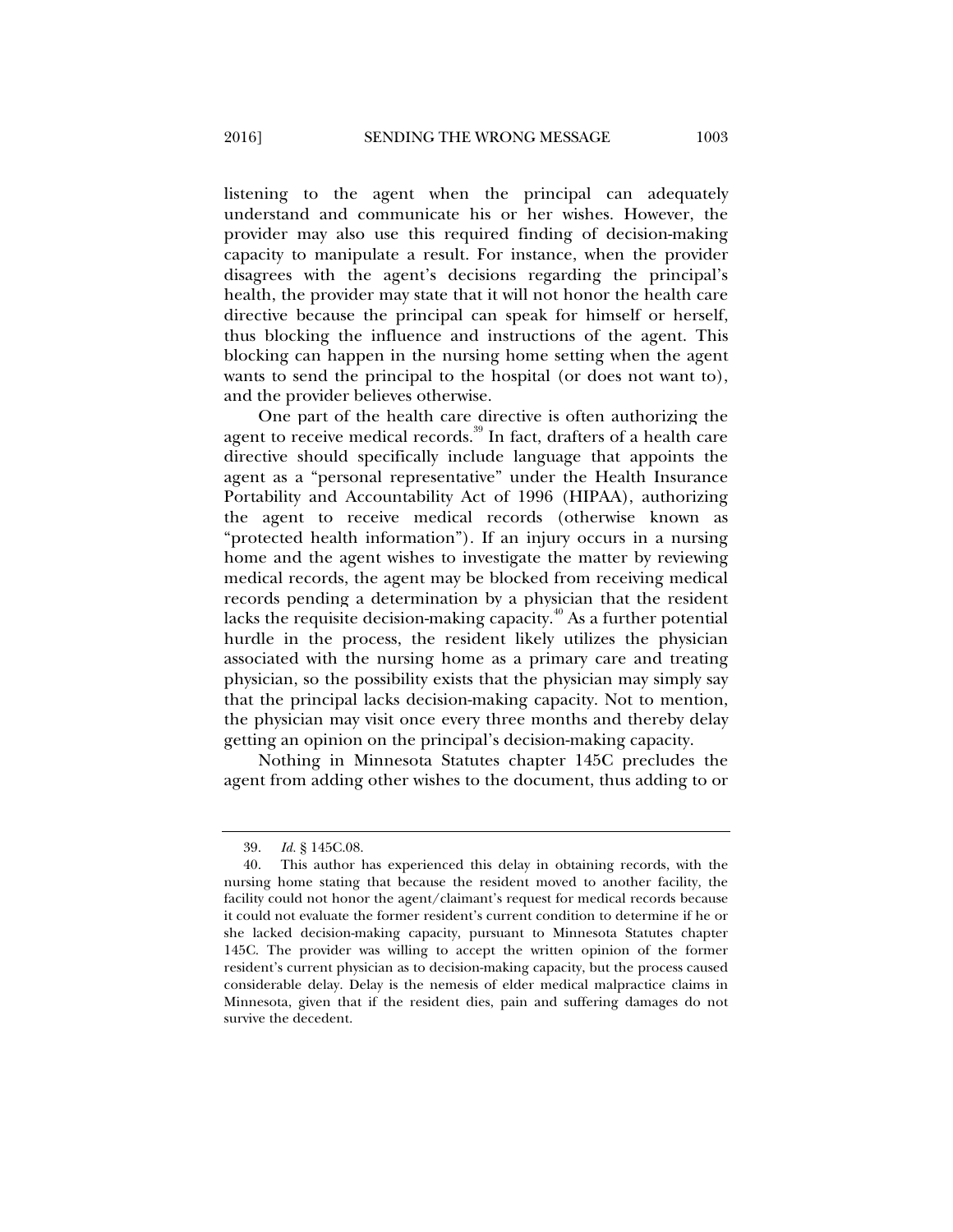listening to the agent when the principal can adequately understand and communicate his or her wishes. However, the provider may also use this required finding of decision-making capacity to manipulate a result. For instance, when the provider disagrees with the agent's decisions regarding the principal's health, the provider may state that it will not honor the health care directive because the principal can speak for himself or herself, thus blocking the influence and instructions of the agent. This blocking can happen in the nursing home setting when the agent wants to send the principal to the hospital (or does not want to), and the provider believes otherwise.

One part of the health care directive is often authorizing the agent to receive medical records.[39] In fact, drafters of a health care directive should specifically include language that appoints the agent as a "personal representative" under the Health Insurance Portability and Accountability Act of 1996 (HIPAA), authorizing the agent to receive medical records (otherwise known as "protected health information"). If an injury occurs in a nursing home and the agent wishes to investigate the matter by reviewing medical records, the agent may be blocked from receiving medical records pending a determination by a physician that the resident lacks the requisite decision-making capacity.[40] As a further potential hurdle in the process, the resident likely utilizes the physician associated with the nursing home as a primary care and treating physician, so the possibility exists that the physician may simply say that the principal lacks decision-making capacity. Not to mention, the physician may visit once every three months and thereby delay getting an opinion on the principal's decision-making capacity.

Nothing in Minnesota Statutes chapter 145C precludes the agent from adding other wishes to the document, thus adding to or

---

39. *Id.* § 145C.08.

40. This author has experienced this delay in obtaining records, with the nursing home stating that because the resident moved to another facility, the facility could not honor the agent/claimant's request for medical records because it could not evaluate the former resident's current condition to determine if he or she lacked decision-making capacity, pursuant to Minnesota Statutes chapter 145C. The provider was willing to accept the written opinion of the former resident's current physician as to decision-making capacity, but the process caused considerable delay. Delay is the nemesis of elder medical malpractice claims in Minnesota, given that if the resident dies, pain and suffering damages do not survive the decedent.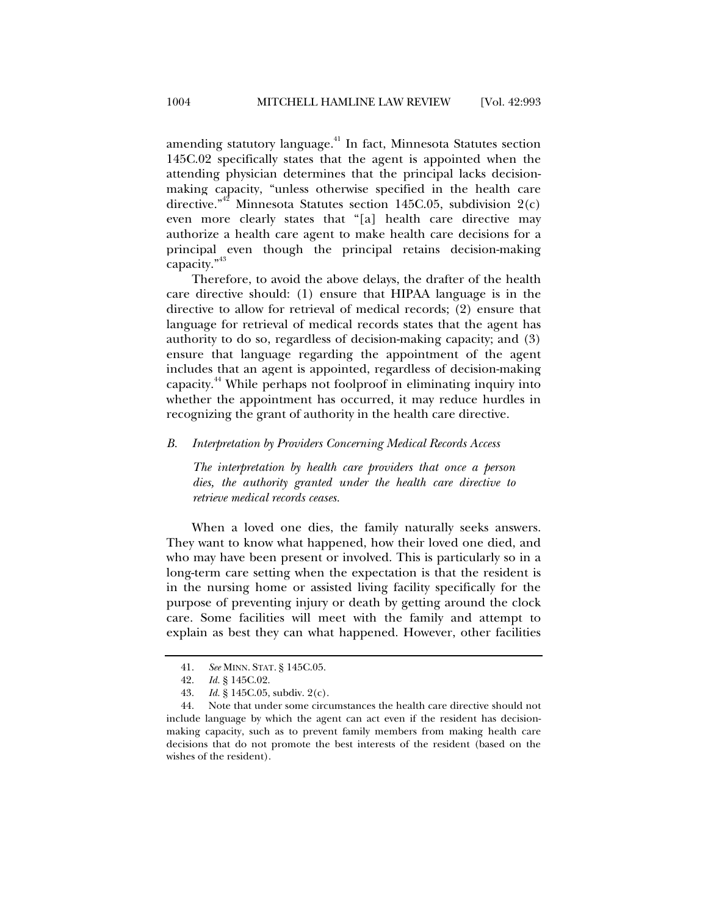amending statutory language.[41] In fact, Minnesota Statutes section 145C.02 specifically states that the agent is appointed when the attending physician determines that the principal lacks decision-making capacity, "unless otherwise specified in the health care directive."[42] Minnesota Statutes section 145C.05, subdivision 2(c) even more clearly states that "[a] health care directive may authorize a health care agent to make health care decisions for a principal even though the principal retains decision-making capacity."[43]

Therefore, to avoid the above delays, the drafter of the health care directive should: (1) ensure that HIPAA language is in the directive to allow for retrieval of medical records; (2) ensure that language for retrieval of medical records states that the agent has authority to do so, regardless of decision-making capacity; and (3) ensure that language regarding the appointment of the agent includes that an agent is appointed, regardless of decision-making capacity.[44] While perhaps not foolproof in eliminating inquiry into whether the appointment has occurred, it may reduce hurdles in recognizing the grant of authority in the health care directive.

### *B. Interpretation by Providers Concerning Medical Records Access*

> *The interpretation by health care providers that once a person dies, the authority granted under the health care directive to retrieve medical records ceases.*

When a loved one dies, the family naturally seeks answers. They want to know what happened, how their loved one died, and who may have been present or involved. This is particularly so in a long-term care setting when the expectation is that the resident is in the nursing home or assisted living facility specifically for the purpose of preventing injury or death by getting around the clock care. Some facilities will meet with the family and attempt to explain as best they can what happened. However, other facilities

---

41. *See* MINN. STAT. § 145C.05.

42. *Id.* § 145C.02.

43. *Id.* § 145C.05, subdiv. 2(c).

44. Note that under some circumstances the health care directive should not include language by which the agent can act even if the resident has decision-making capacity, such as to prevent family members from making health care decisions that do not promote the best interests of the resident (based on the wishes of the resident).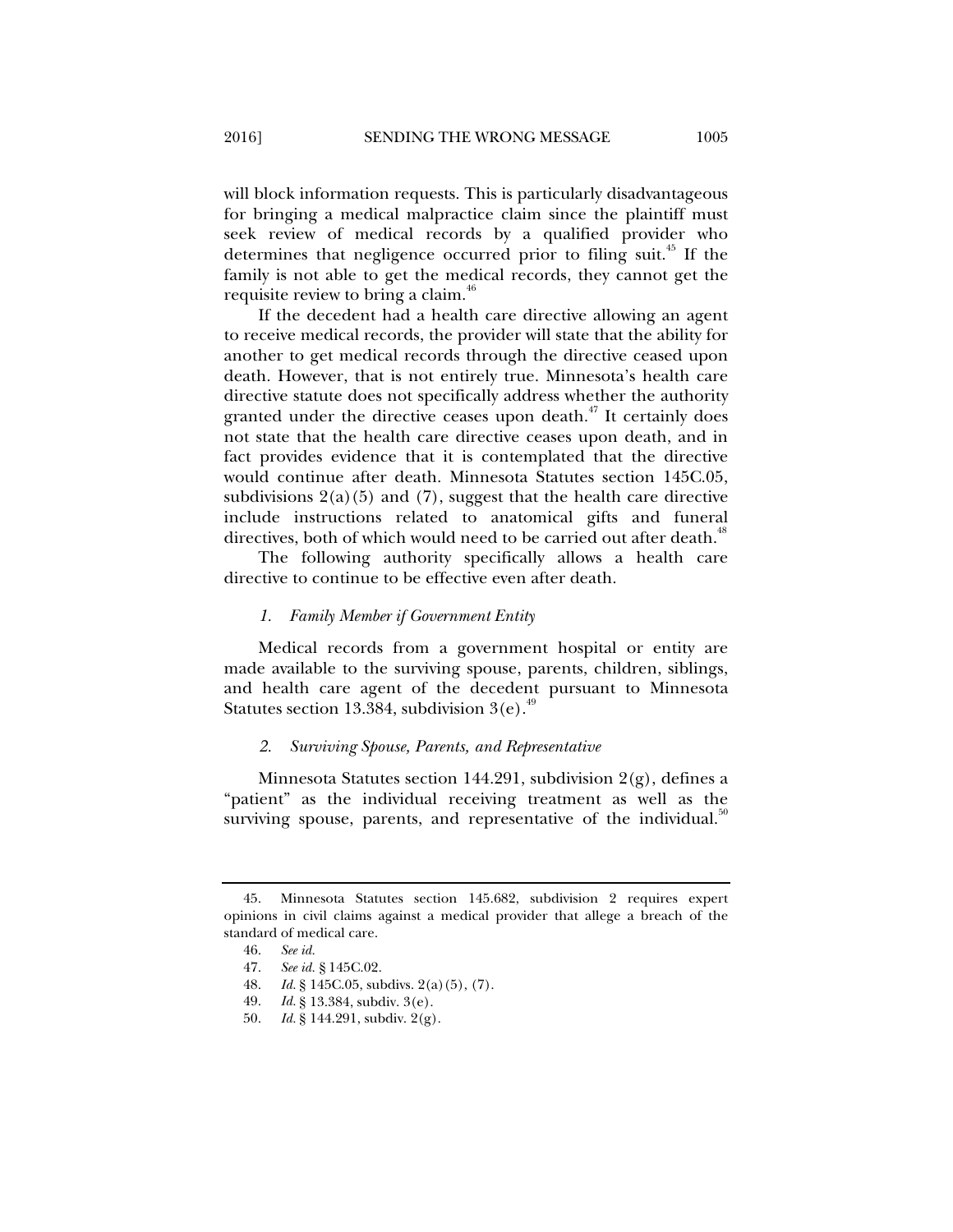will block information requests. This is particularly disadvantageous for bringing a medical malpractice claim since the plaintiff must seek review of medical records by a qualified provider who determines that negligence occurred prior to filing suit.[45] If the family is not able to get the medical records, they cannot get the requisite review to bring a claim.[46]

If the decedent had a health care directive allowing an agent to receive medical records, the provider will state that the ability for another to get medical records through the directive ceased upon death. However, that is not entirely true. Minnesota's health care directive statute does not specifically address whether the authority granted under the directive ceases upon death.[47] It certainly does not state that the health care directive ceases upon death, and in fact provides evidence that it is contemplated that the directive would continue after death. Minnesota Statutes section 145C.05, subdivisions 2(a)(5) and (7), suggest that the health care directive include instructions related to anatomical gifts and funeral directives, both of which would need to be carried out after death.[48]

The following authority specifically allows a health care directive to continue to be effective even after death.

### *1. Family Member if Government Entity*

Medical records from a government hospital or entity are made available to the surviving spouse, parents, children, siblings, and health care agent of the decedent pursuant to Minnesota Statutes section 13.384, subdivision 3(e).[49]

### *2. Surviving Spouse, Parents, and Representative*

Minnesota Statutes section 144.291, subdivision 2(g), defines a "patient" as the individual receiving treatment as well as the surviving spouse, parents, and representative of the individual.[50]

---

45. Minnesota Statutes section 145.682, subdivision 2 requires expert opinions in civil claims against a medical provider that allege a breach of the standard of medical care.

46. *See id.*

47. *See id.* § 145C.02.

48. *Id.* § 145C.05, subdivs. 2(a)(5), (7).

49. *Id.* § 13.384, subdiv. 3(e).

50. *Id.* § 144.291, subdiv. 2(g).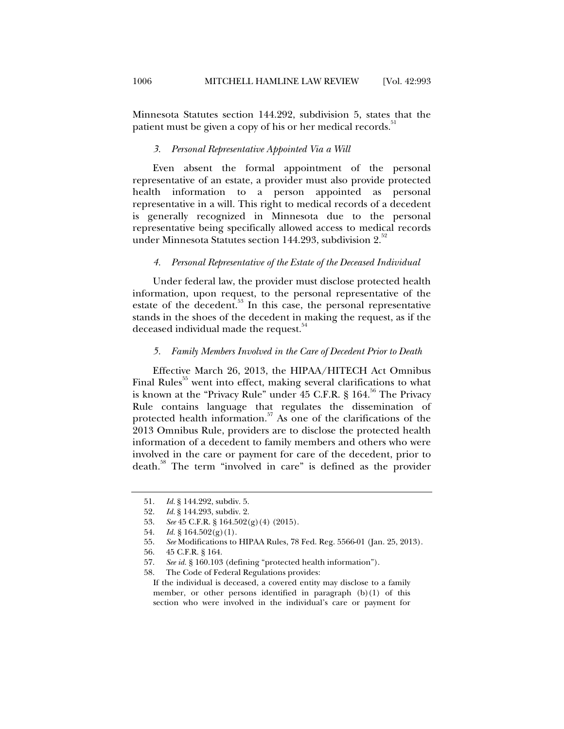Minnesota Statutes section 144.292, subdivision 5, states that the patient must be given a copy of his or her medical records.[51]

#### *3. Personal Representative Appointed Via a Will*

Even absent the formal appointment of the personal representative of an estate, a provider must also provide protected health information to a person appointed as personal representative in a will. This right to medical records of a decedent is generally recognized in Minnesota due to the personal representative being specifically allowed access to medical records under Minnesota Statutes section 144.293, subdivision 2.[52]

#### *4. Personal Representative of the Estate of the Deceased Individual*

Under federal law, the provider must disclose protected health information, upon request, to the personal representative of the estate of the decedent.[53] In this case, the personal representative stands in the shoes of the decedent in making the request, as if the deceased individual made the request.[54]

#### *5. Family Members Involved in the Care of Decedent Prior to Death*

Effective March 26, 2013, the HIPAA/HITECH Act Omnibus Final Rules[55] went into effect, making several clarifications to what is known at the "Privacy Rule" under 45 C.F.R. § 164.[56] The Privacy Rule contains language that regulates the dissemination of protected health information.[57] As one of the clarifications of the 2013 Omnibus Rule, providers are to disclose the protected health information of a decedent to family members and others who were involved in the care or payment for care of the decedent, prior to death.[58] The term "involved in care" is defined as the provider

---

51. *Id.* § 144.292, subdiv. 5.
52. *Id.* § 144.293, subdiv. 2.
53. *See* 45 C.F.R. § 164.502(g)(4) (2015).
54. *Id.* § 164.502(g)(1).
55. *See* Modifications to HIPAA Rules, 78 Fed. Reg. 5566-01 (Jan. 25, 2013).
56. 45 C.F.R. § 164.
57. *See id.* § 160.103 (defining "protected health information").
58. The Code of Federal Regulations provides:

> If the individual is deceased, a covered entity may disclose to a family member, or other persons identified in paragraph (b)(1) of this section who were involved in the individual's care or payment for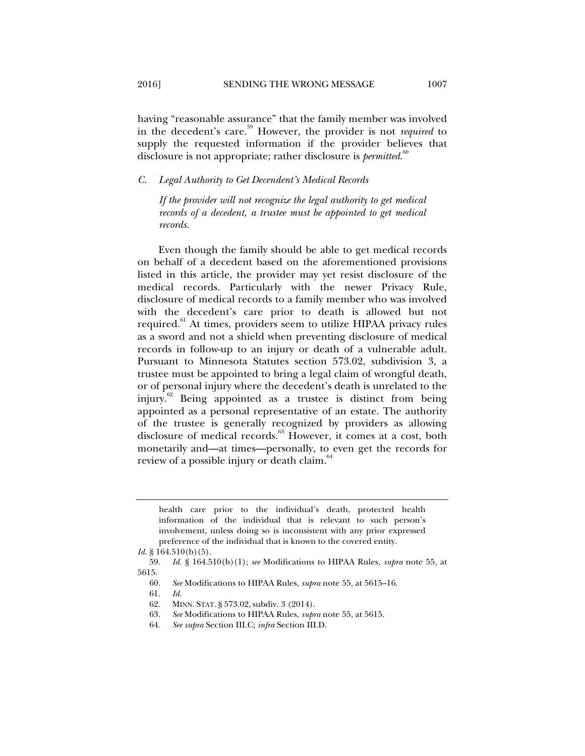having "reasonable assurance" that the family member was involved in the decedent's care.[59] However, the provider is not *required* to supply the requested information if the provider believes that disclosure is not appropriate; rather disclosure is *permitted*.[60]

### *C. Legal Authority to Get Decendent's Medical Records*

*If the provider will not recognize the legal authority to get medical records of a decedent, a trustee must be appointed to get medical records.*

Even though the family should be able to get medical records on behalf of a decedent based on the aforementioned provisions listed in this article, the provider may yet resist disclosure of the medical records. Particularly with the newer Privacy Rule, disclosure of medical records to a family member who was involved with the decedent's care prior to death is allowed but not required.[61] At times, providers seem to utilize HIPAA privacy rules as a sword and not a shield when preventing disclosure of medical records in follow-up to an injury or death of a vulnerable adult. Pursuant to Minnesota Statutes section 573.02, subdivision 3, a trustee must be appointed to bring a legal claim of wrongful death, or of personal injury where the decedent's death is unrelated to the injury.[62] Being appointed as a trustee is distinct from being appointed as a personal representative of an estate. The authority of the trustee is generally recognized by providers as allowing disclosure of medical records.[63] However, it comes at a cost, both monetarily and—at times—personally, to even get the records for review of a possible injury or death claim.[64]

---

> health care prior to the individual's death, protected health information of the individual that is relevant to such person's involvement, unless doing so is inconsistent with any prior expressed preference of the individual that is known to the covered entity.

*Id.* § 164.510(b)(5).

59. *Id.* § 164.510(b)(1); *see* Modifications to HIPAA Rules, *supra* note 55, at 5615.

60. *See* Modifications to HIPAA Rules, *supra* note 55, at 5615–16.

61. *Id.*

62. MINN. STAT. § 573.02, subdiv. 3 (2014).

63. *See* Modifications to HIPAA Rules, *supra* note 55, at 5615.

64. *See supra* Section III.C; *infra* Section III.D.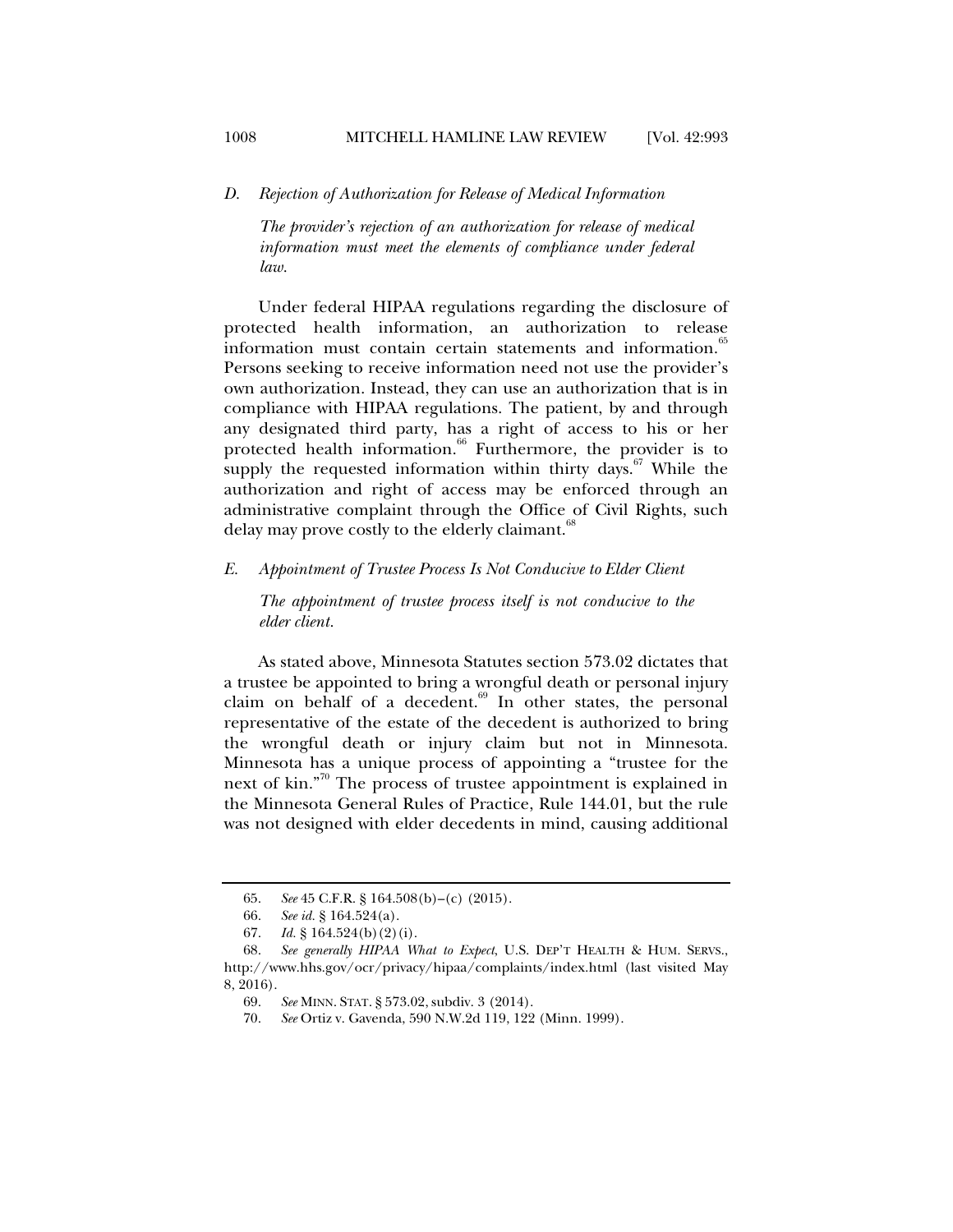### *D. Rejection of Authorization for Release of Medical Information*

*The provider's rejection of an authorization for release of medical information must meet the elements of compliance under federal law.*

Under federal HIPAA regulations regarding the disclosure of protected health information, an authorization to release information must contain certain statements and information.[65] Persons seeking to receive information need not use the provider's own authorization. Instead, they can use an authorization that is in compliance with HIPAA regulations. The patient, by and through any designated third party, has a right of access to his or her protected health information.[66] Furthermore, the provider is to supply the requested information within thirty days.[67] While the authorization and right of access may be enforced through an administrative complaint through the Office of Civil Rights, such delay may prove costly to the elderly claimant.[68]

### *E. Appointment of Trustee Process Is Not Conducive to Elder Client*

*The appointment of trustee process itself is not conducive to the elder client.*

As stated above, Minnesota Statutes section 573.02 dictates that a trustee be appointed to bring a wrongful death or personal injury claim on behalf of a decedent.[69] In other states, the personal representative of the estate of the decedent is authorized to bring the wrongful death or injury claim but not in Minnesota. Minnesota has a unique process of appointing a "trustee for the next of kin."[70] The process of trustee appointment is explained in the Minnesota General Rules of Practice, Rule 144.01, but the rule was not designed with elder decedents in mind, causing additional

---

65. *See* 45 C.F.R. § 164.508(b)–(c) (2015).

66. *See id.* § 164.524(a).

67. *Id.* § 164.524(b)(2)(i).

68. *See generally HIPAA What to Expect*, U.S. DEP'T HEALTH & HUM. SERVS., http://www.hhs.gov/ocr/privacy/hipaa/complaints/index.html (last visited May 8, 2016).

69. *See* MINN. STAT. § 573.02, subdiv. 3 (2014).

70. *See* Ortiz v. Gavenda, 590 N.W.2d 119, 122 (Minn. 1999).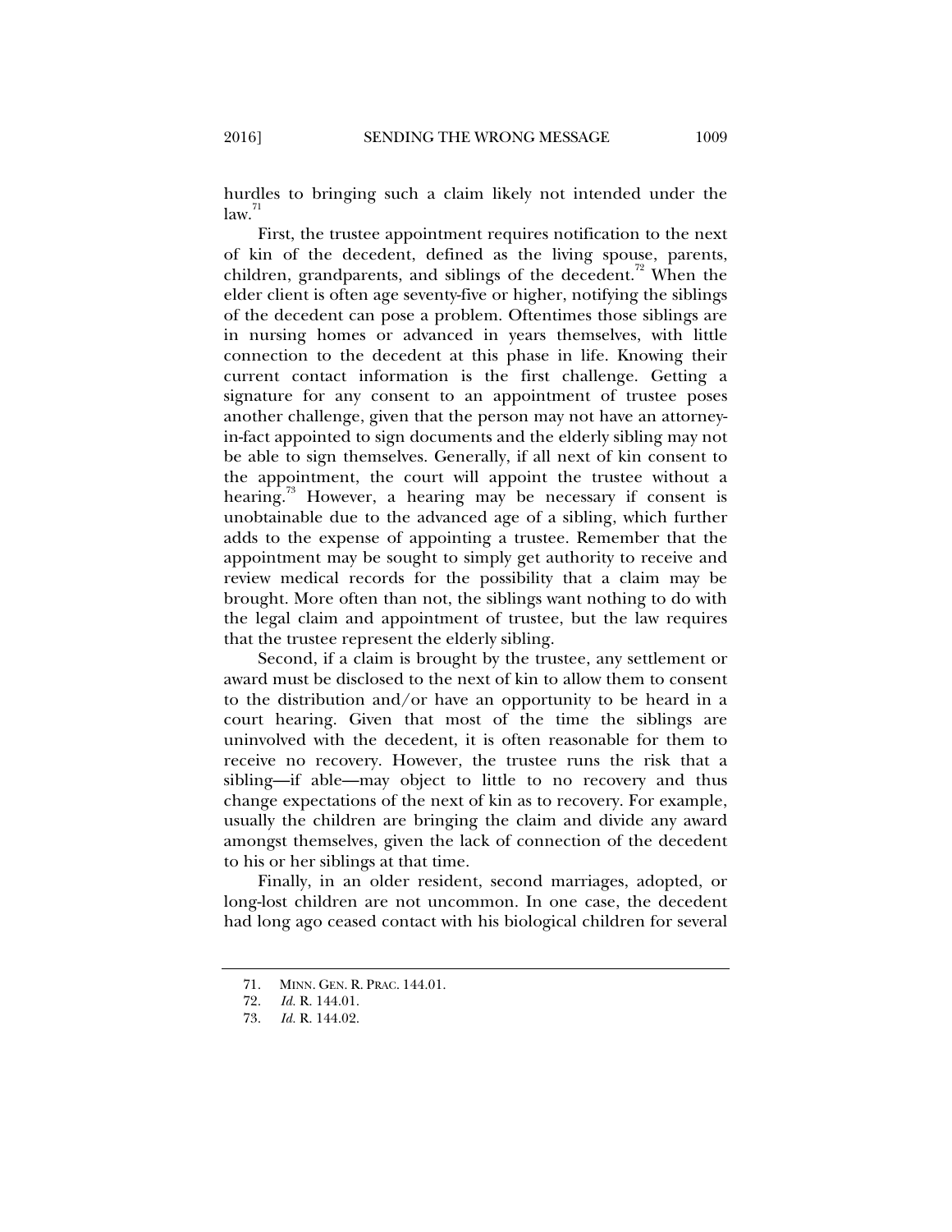hurdles to bringing such a claim likely not intended under the law.[71]

First, the trustee appointment requires notification to the next of kin of the decedent, defined as the living spouse, parents, children, grandparents, and siblings of the decedent.[72] When the elder client is often age seventy-five or higher, notifying the siblings of the decedent can pose a problem. Oftentimes those siblings are in nursing homes or advanced in years themselves, with little connection to the decedent at this phase in life. Knowing their current contact information is the first challenge. Getting a signature for any consent to an appointment of trustee poses another challenge, given that the person may not have an attorney-in-fact appointed to sign documents and the elderly sibling may not be able to sign themselves. Generally, if all next of kin consent to the appointment, the court will appoint the trustee without a hearing.[73] However, a hearing may be necessary if consent is unobtainable due to the advanced age of a sibling, which further adds to the expense of appointing a trustee. Remember that the appointment may be sought to simply get authority to receive and review medical records for the possibility that a claim may be brought. More often than not, the siblings want nothing to do with the legal claim and appointment of trustee, but the law requires that the trustee represent the elderly sibling.

Second, if a claim is brought by the trustee, any settlement or award must be disclosed to the next of kin to allow them to consent to the distribution and/or have an opportunity to be heard in a court hearing. Given that most of the time the siblings are uninvolved with the decedent, it is often reasonable for them to receive no recovery. However, the trustee runs the risk that a sibling—if able—may object to little to no recovery and thus change expectations of the next of kin as to recovery. For example, usually the children are bringing the claim and divide any award amongst themselves, given the lack of connection of the decedent to his or her siblings at that time.

Finally, in an older resident, second marriages, adopted, or long-lost children are not uncommon. In one case, the decedent had long ago ceased contact with his biological children for several

---

71. MINN. GEN. R. PRAC. 144.01.

72. *Id.* R. 144.01.

73. *Id.* R. 144.02.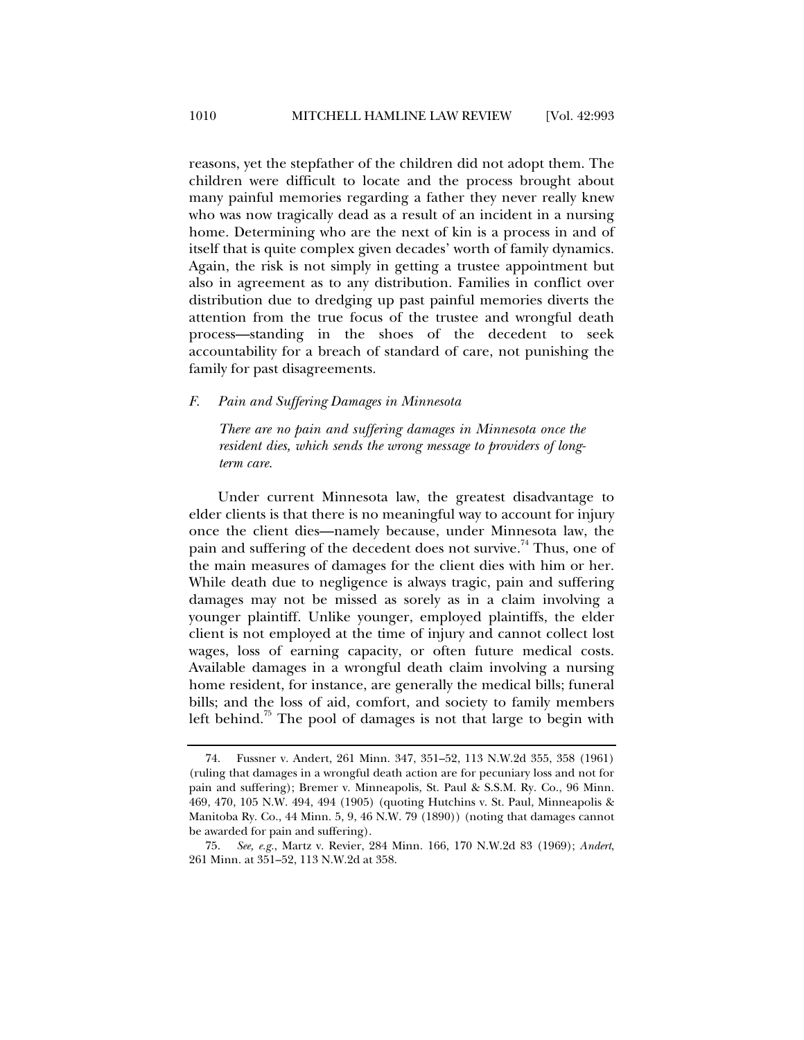reasons, yet the stepfather of the children did not adopt them. The children were difficult to locate and the process brought about many painful memories regarding a father they never really knew who was now tragically dead as a result of an incident in a nursing home. Determining who are the next of kin is a process in and of itself that is quite complex given decades' worth of family dynamics. Again, the risk is not simply in getting a trustee appointment but also in agreement as to any distribution. Families in conflict over distribution due to dredging up past painful memories diverts the attention from the true focus of the trustee and wrongful death process—standing in the shoes of the decedent to seek accountability for a breach of standard of care, not punishing the family for past disagreements.

### *F. Pain and Suffering Damages in Minnesota*

> *There are no pain and suffering damages in Minnesota once the resident dies, which sends the wrong message to providers of long-term care.*

Under current Minnesota law, the greatest disadvantage to elder clients is that there is no meaningful way to account for injury once the client dies—namely because, under Minnesota law, the pain and suffering of the decedent does not survive.[74] Thus, one of the main measures of damages for the client dies with him or her. While death due to negligence is always tragic, pain and suffering damages may not be missed as sorely as in a claim involving a younger plaintiff. Unlike younger, employed plaintiffs, the elder client is not employed at the time of injury and cannot collect lost wages, loss of earning capacity, or often future medical costs. Available damages in a wrongful death claim involving a nursing home resident, for instance, are generally the medical bills; funeral bills; and the loss of aid, comfort, and society to family members left behind.[75] The pool of damages is not that large to begin with

---

74. Fussner v. Andert, 261 Minn. 347, 351–52, 113 N.W.2d 355, 358 (1961) (ruling that damages in a wrongful death action are for pecuniary loss and not for pain and suffering); Bremer v. Minneapolis, St. Paul & S.S.M. Ry. Co., 96 Minn. 469, 470, 105 N.W. 494, 494 (1905) (quoting Hutchins v. St. Paul, Minneapolis & Manitoba Ry. Co., 44 Minn. 5, 9, 46 N.W. 79 (1890)) (noting that damages cannot be awarded for pain and suffering).

75. *See, e.g.*, Martz v. Revier, 284 Minn. 166, 170 N.W.2d 83 (1969); *Andert*, 261 Minn. at 351–52, 113 N.W.2d at 358.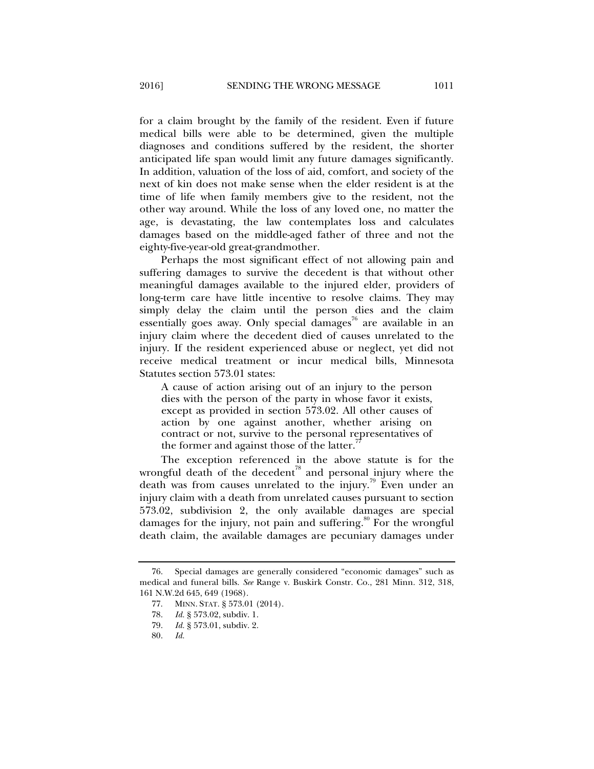for a claim brought by the family of the resident. Even if future medical bills were able to be determined, given the multiple diagnoses and conditions suffered by the resident, the shorter anticipated life span would limit any future damages significantly. In addition, valuation of the loss of aid, comfort, and society of the next of kin does not make sense when the elder resident is at the time of life when family members give to the resident, not the other way around. While the loss of any loved one, no matter the age, is devastating, the law contemplates loss and calculates damages based on the middle-aged father of three and not the eighty-five-year-old great-grandmother.

Perhaps the most significant effect of not allowing pain and suffering damages to survive the decedent is that without other meaningful damages available to the injured elder, providers of long-term care have little incentive to resolve claims. They may simply delay the claim until the person dies and the claim essentially goes away. Only special damages[76] are available in an injury claim where the decedent died of causes unrelated to the injury. If the resident experienced abuse or neglect, yet did not receive medical treatment or incur medical bills, Minnesota Statutes section 573.01 states:

> A cause of action arising out of an injury to the person dies with the person of the party in whose favor it exists, except as provided in section 573.02. All other causes of action by one against another, whether arising on contract or not, survive to the personal representatives of the former and against those of the latter.[77]

The exception referenced in the above statute is for the wrongful death of the decedent[78] and personal injury where the death was from causes unrelated to the injury.[79] Even under an injury claim with a death from unrelated causes pursuant to section 573.02, subdivision 2, the only available damages are special damages for the injury, not pain and suffering.[80] For the wrongful death claim, the available damages are pecuniary damages under

---

76. Special damages are generally considered "economic damages" such as medical and funeral bills. *See* Range v. Buskirk Constr. Co., 281 Minn. 312, 318, 161 N.W.2d 645, 649 (1968).

77. MINN. STAT. § 573.01 (2014).

78. *Id.* § 573.02, subdiv. 1.

79. *Id.* § 573.01, subdiv. 2.

80. *Id.*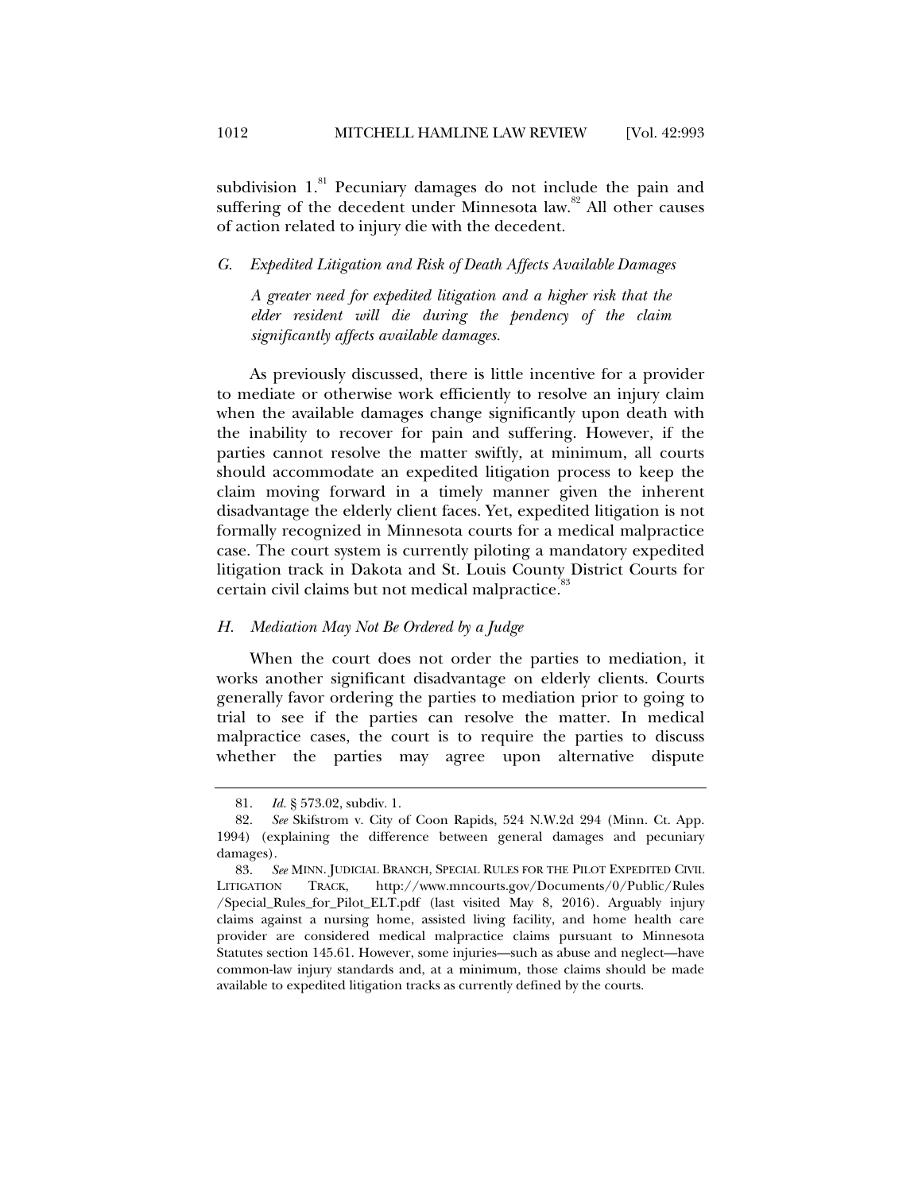subdivision 1.[81] Pecuniary damages do not include the pain and suffering of the decedent under Minnesota law.[82] All other causes of action related to injury die with the decedent.

### *G. Expedited Litigation and Risk of Death Affects Available Damages*

*A greater need for expedited litigation and a higher risk that the elder resident will die during the pendency of the claim significantly affects available damages.*

As previously discussed, there is little incentive for a provider to mediate or otherwise work efficiently to resolve an injury claim when the available damages change significantly upon death with the inability to recover for pain and suffering. However, if the parties cannot resolve the matter swiftly, at minimum, all courts should accommodate an expedited litigation process to keep the claim moving forward in a timely manner given the inherent disadvantage the elderly client faces. Yet, expedited litigation is not formally recognized in Minnesota courts for a medical malpractice case. The court system is currently piloting a mandatory expedited litigation track in Dakota and St. Louis County District Courts for certain civil claims but not medical malpractice.[83]

### *H. Mediation May Not Be Ordered by a Judge*

When the court does not order the parties to mediation, it works another significant disadvantage on elderly clients. Courts generally favor ordering the parties to mediation prior to going to trial to see if the parties can resolve the matter. In medical malpractice cases, the court is to require the parties to discuss whether the parties may agree upon alternative dispute

---

81. *Id.* § 573.02, subdiv. 1.

82. *See* Skifstrom v. City of Coon Rapids, 524 N.W.2d 294 (Minn. Ct. App. 1994) (explaining the difference between general damages and pecuniary damages).

83. *See* MINN. JUDICIAL BRANCH, SPECIAL RULES FOR THE PILOT EXPEDITED CIVIL LITIGATION TRACK, http://www.mncourts.gov/Documents/0/Public/Rules/Special_Rules_for_Pilot_ELT.pdf (last visited May 8, 2016). Arguably injury claims against a nursing home, assisted living facility, and home health care provider are considered medical malpractice claims pursuant to Minnesota Statutes section 145.61. However, some injuries—such as abuse and neglect—have common-law injury standards and, at a minimum, those claims should be made available to expedited litigation tracks as currently defined by the courts.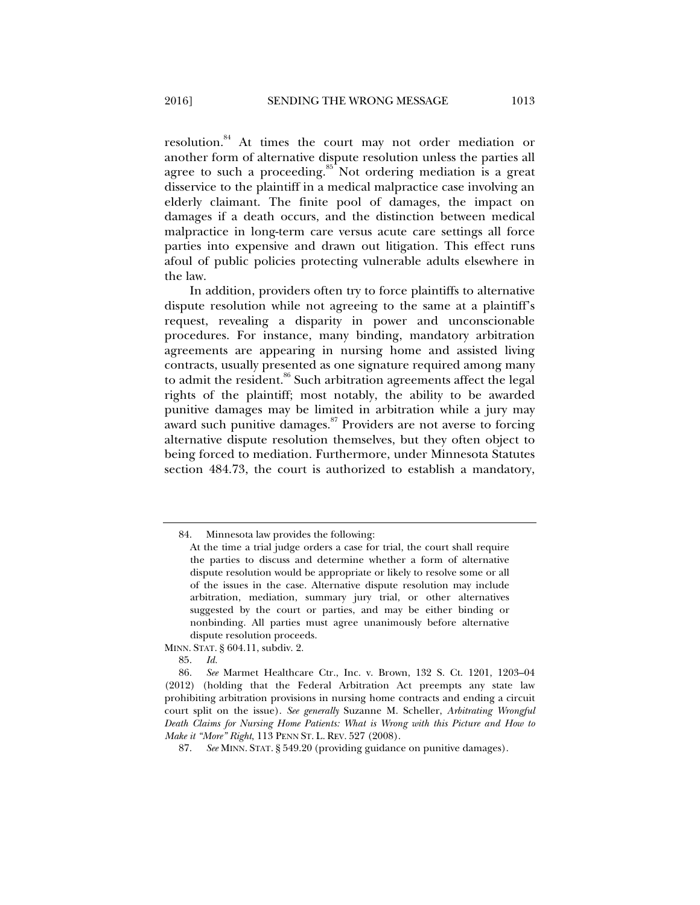resolution.[84] At times the court may not order mediation or another form of alternative dispute resolution unless the parties all agree to such a proceeding.[85] Not ordering mediation is a great disservice to the plaintiff in a medical malpractice case involving an elderly claimant. The finite pool of damages, the impact on damages if a death occurs, and the distinction between medical malpractice in long-term care versus acute care settings all force parties into expensive and drawn out litigation. This effect runs afoul of public policies protecting vulnerable adults elsewhere in the law.

In addition, providers often try to force plaintiffs to alternative dispute resolution while not agreeing to the same at a plaintiff's request, revealing a disparity in power and unconscionable procedures. For instance, many binding, mandatory arbitration agreements are appearing in nursing home and assisted living contracts, usually presented as one signature required among many to admit the resident.[86] Such arbitration agreements affect the legal rights of the plaintiff; most notably, the ability to be awarded punitive damages may be limited in arbitration while a jury may award such punitive damages.[87] Providers are not averse to forcing alternative dispute resolution themselves, but they often object to being forced to mediation. Furthermore, under Minnesota Statutes section 484.73, the court is authorized to establish a mandatory,

---

84. Minnesota law provides the following:

> At the time a trial judge orders a case for trial, the court shall require the parties to discuss and determine whether a form of alternative dispute resolution would be appropriate or likely to resolve some or all of the issues in the case. Alternative dispute resolution may include arbitration, mediation, summary jury trial, or other alternatives suggested by the court or parties, and may be either binding or nonbinding. All parties must agree unanimously before alternative dispute resolution proceeds.

MINN. STAT. § 604.11, subdiv. 2.

85. *Id.*

86. *See* Marmet Healthcare Ctr., Inc. v. Brown, 132 S. Ct. 1201, 1203–04 (2012) (holding that the Federal Arbitration Act preempts any state law prohibiting arbitration provisions in nursing home contracts and ending a circuit court split on the issue). *See generally* Suzanne M. Scheller, *Arbitrating Wrongful Death Claims for Nursing Home Patients: What is Wrong with this Picture and How to Make it "More" Right*, 113 PENN ST. L. REV. 527 (2008).

87. *See* MINN. STAT. § 549.20 (providing guidance on punitive damages).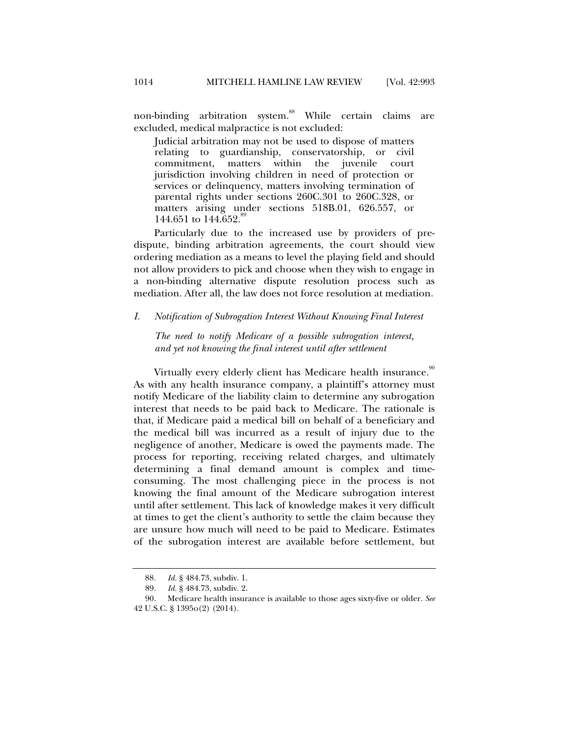non-binding arbitration system.[88] While certain claims are excluded, medical malpractice is not excluded:

> Judicial arbitration may not be used to dispose of matters relating to guardianship, conservatorship, or civil commitment, matters within the juvenile court jurisdiction involving children in need of protection or services or delinquency, matters involving termination of parental rights under sections 260C.301 to 260C.328, or matters arising under sections 518B.01, 626.557, or 144.651 to 144.652.[89]

Particularly due to the increased use by providers of pre-dispute, binding arbitration agreements, the court should view ordering mediation as a means to level the playing field and should not allow providers to pick and choose when they wish to engage in a non-binding alternative dispute resolution process such as mediation. After all, the law does not force resolution at mediation.

### *I. Notification of Subrogation Interest Without Knowing Final Interest*

*The need to notify Medicare of a possible subrogation interest, and yet not knowing the final interest until after settlement*

Virtually every elderly client has Medicare health insurance.[90] As with any health insurance company, a plaintiff's attorney must notify Medicare of the liability claim to determine any subrogation interest that needs to be paid back to Medicare. The rationale is that, if Medicare paid a medical bill on behalf of a beneficiary and the medical bill was incurred as a result of injury due to the negligence of another, Medicare is owed the payments made. The process for reporting, receiving related charges, and ultimately determining a final demand amount is complex and time-consuming. The most challenging piece in the process is not knowing the final amount of the Medicare subrogation interest until after settlement. This lack of knowledge makes it very difficult at times to get the client's authority to settle the claim because they are unsure how much will need to be paid to Medicare. Estimates of the subrogation interest are available before settlement, but

---

88. *Id.* § 484.73, subdiv. 1.

89. *Id.* § 484.73, subdiv. 2.

90. Medicare health insurance is available to those ages sixty-five or older. *See* 42 U.S.C. § 1395o(2) (2014).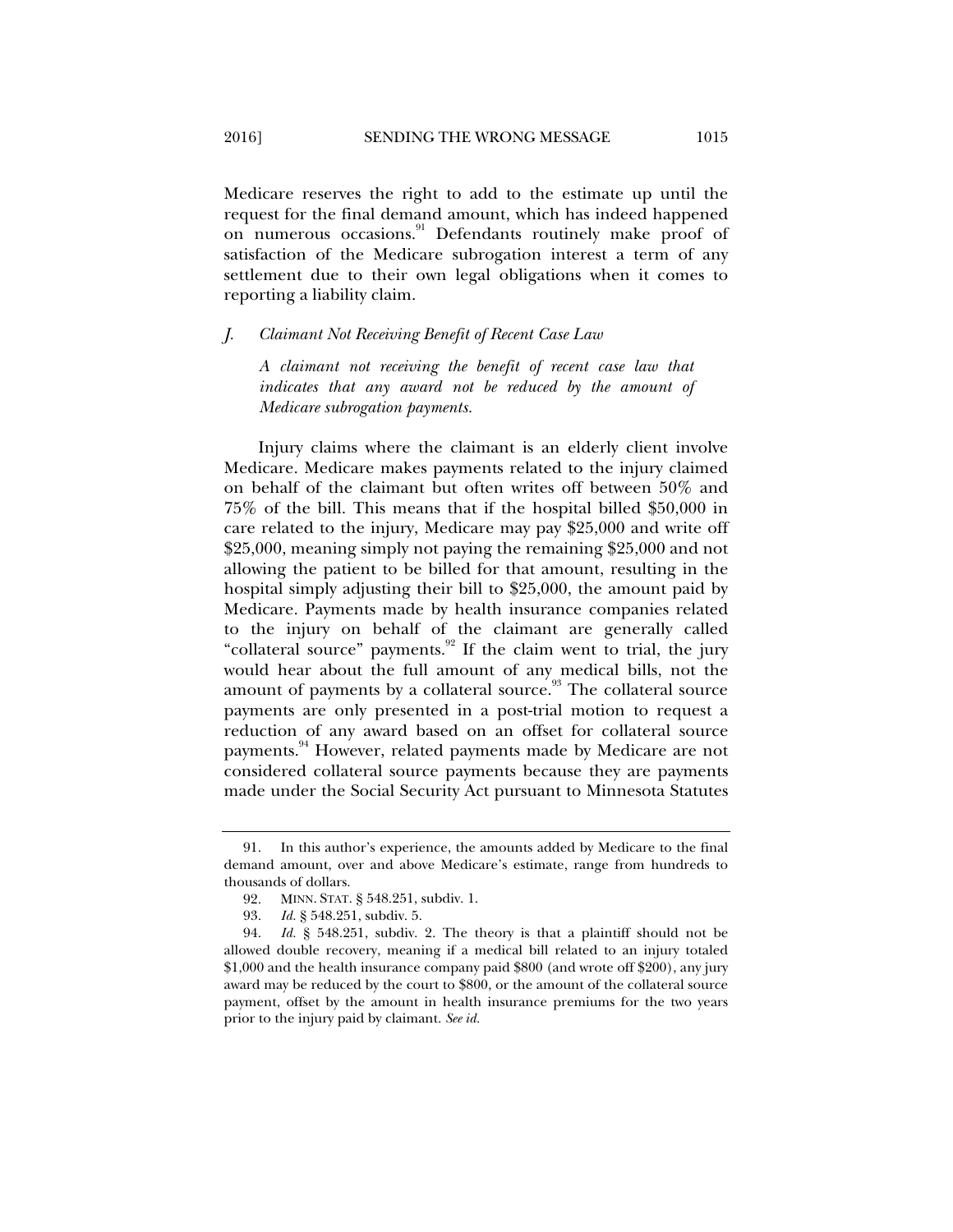Medicare reserves the right to add to the estimate up until the request for the final demand amount, which has indeed happened on numerous occasions.[91] Defendants routinely make proof of satisfaction of the Medicare subrogation interest a term of any settlement due to their own legal obligations when it comes to reporting a liability claim.

### *J. Claimant Not Receiving Benefit of Recent Case Law*

> *A claimant not receiving the benefit of recent case law that indicates that any award not be reduced by the amount of Medicare subrogation payments.*

Injury claims where the claimant is an elderly client involve Medicare. Medicare makes payments related to the injury claimed on behalf of the claimant but often writes off between 50% and 75% of the bill. This means that if the hospital billed $50,000 in care related to the injury, Medicare may pay $25,000 and write off $25,000, meaning simply not paying the remaining $25,000 and not allowing the patient to be billed for that amount, resulting in the hospital simply adjusting their bill to $25,000, the amount paid by Medicare. Payments made by health insurance companies related to the injury on behalf of the claimant are generally called "collateral source" payments.[92] If the claim went to trial, the jury would hear about the full amount of any medical bills, not the amount of payments by a collateral source.[93] The collateral source payments are only presented in a post-trial motion to request a reduction of any award based on an offset for collateral source payments.[94] However, related payments made by Medicare are not considered collateral source payments because they are payments made under the Social Security Act pursuant to Minnesota Statutes

---

91. In this author's experience, the amounts added by Medicare to the final demand amount, over and above Medicare's estimate, range from hundreds to thousands of dollars.

92. MINN. STAT. § 548.251, subdiv. 1.

93. *Id.* § 548.251, subdiv. 5.

94. *Id.* § 548.251, subdiv. 2. The theory is that a plaintiff should not be allowed double recovery, meaning if a medical bill related to an injury totaled $1,000 and the health insurance company paid $800 (and wrote off $200), any jury award may be reduced by the court to $800, or the amount of the collateral source payment, offset by the amount in health insurance premiums for the two years prior to the injury paid by claimant. *See id.*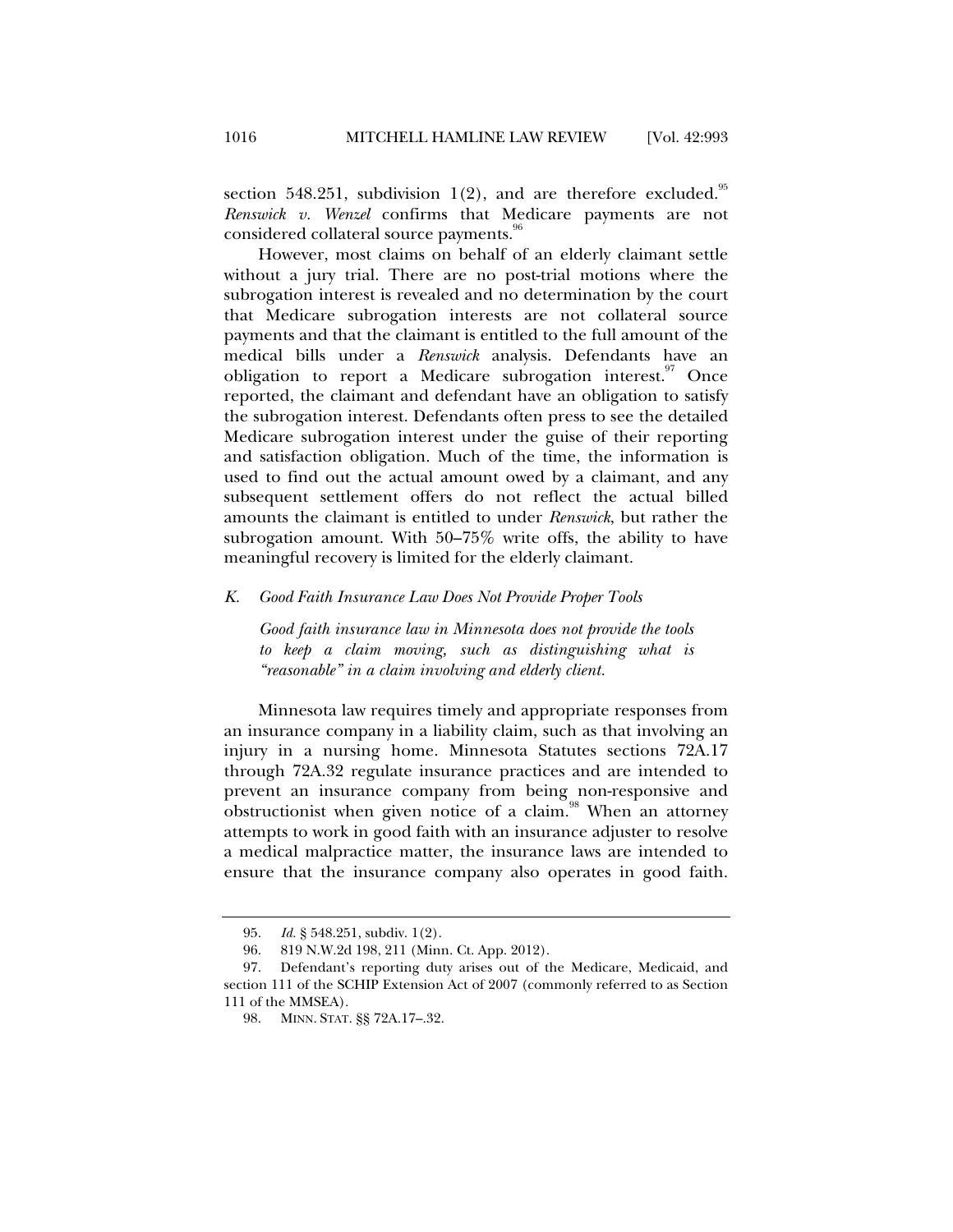section 548.251, subdivision 1(2), and are therefore excluded.[95] *Renswick v. Wenzel* confirms that Medicare payments are not considered collateral source payments.[96]

However, most claims on behalf of an elderly claimant settle without a jury trial. There are no post-trial motions where the subrogation interest is revealed and no determination by the court that Medicare subrogation interests are not collateral source payments and that the claimant is entitled to the full amount of the medical bills under a *Renswick* analysis. Defendants have an obligation to report a Medicare subrogation interest.[97] Once reported, the claimant and defendant have an obligation to satisfy the subrogation interest. Defendants often press to see the detailed Medicare subrogation interest under the guise of their reporting and satisfaction obligation. Much of the time, the information is used to find out the actual amount owed by a claimant, and any subsequent settlement offers do not reflect the actual billed amounts the claimant is entitled to under *Renswick*, but rather the subrogation amount. With 50–75% write offs, the ability to have meaningful recovery is limited for the elderly claimant.

### *K. Good Faith Insurance Law Does Not Provide Proper Tools*

*Good faith insurance law in Minnesota does not provide the tools to keep a claim moving, such as distinguishing what is "reasonable" in a claim involving and elderly client.*

Minnesota law requires timely and appropriate responses from an insurance company in a liability claim, such as that involving an injury in a nursing home. Minnesota Statutes sections 72A.17 through 72A.32 regulate insurance practices and are intended to prevent an insurance company from being non-responsive and obstructionist when given notice of a claim.[98] When an attorney attempts to work in good faith with an insurance adjuster to resolve a medical malpractice matter, the insurance laws are intended to ensure that the insurance company also operates in good faith.

---

95. *Id.* § 548.251, subdiv. 1(2).

96. 819 N.W.2d 198, 211 (Minn. Ct. App. 2012).

97. Defendant's reporting duty arises out of the Medicare, Medicaid, and section 111 of the SCHIP Extension Act of 2007 (commonly referred to as Section 111 of the MMSEA).

98. MINN. STAT. §§ 72A.17–.32.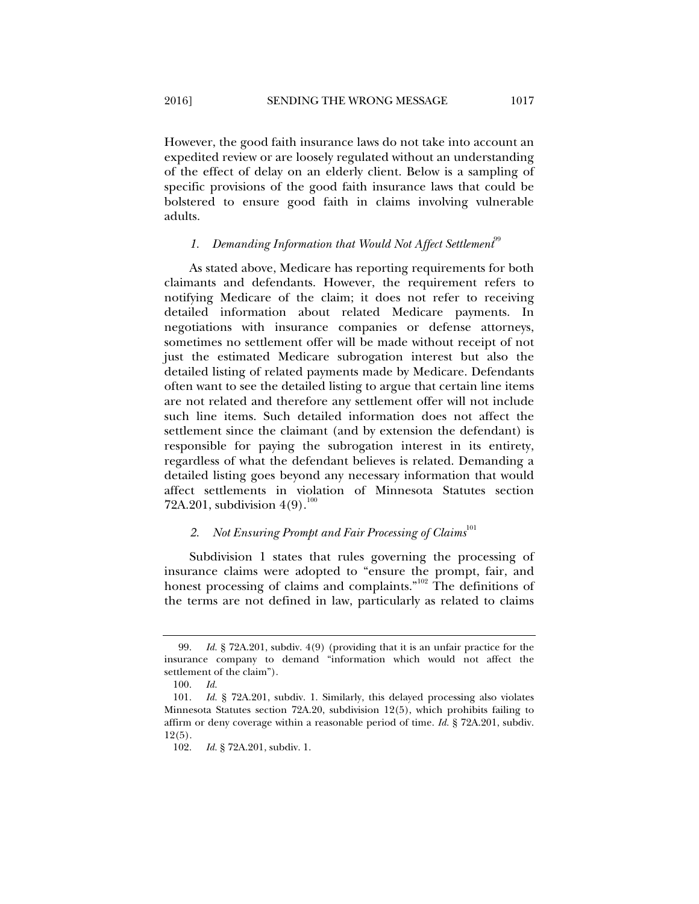However, the good faith insurance laws do not take into account an expedited review or are loosely regulated without an understanding of the effect of delay on an elderly client. Below is a sampling of specific provisions of the good faith insurance laws that could be bolstered to ensure good faith in claims involving vulnerable adults.

### *1. Demanding Information that Would Not Affect Settlement*[99]

As stated above, Medicare has reporting requirements for both claimants and defendants. However, the requirement refers to notifying Medicare of the claim; it does not refer to receiving detailed information about related Medicare payments. In negotiations with insurance companies or defense attorneys, sometimes no settlement offer will be made without receipt of not just the estimated Medicare subrogation interest but also the detailed listing of related payments made by Medicare. Defendants often want to see the detailed listing to argue that certain line items are not related and therefore any settlement offer will not include such line items. Such detailed information does not affect the settlement since the claimant (and by extension the defendant) is responsible for paying the subrogation interest in its entirety, regardless of what the defendant believes is related. Demanding a detailed listing goes beyond any necessary information that would affect settlements in violation of Minnesota Statutes section 72A.201, subdivision 4(9).[100]

### *2. Not Ensuring Prompt and Fair Processing of Claims*[101]

Subdivision 1 states that rules governing the processing of insurance claims were adopted to "ensure the prompt, fair, and honest processing of claims and complaints."[102] The definitions of the terms are not defined in law, particularly as related to claims

---

99. *Id.* § 72A.201, subdiv. 4(9) (providing that it is an unfair practice for the insurance company to demand "information which would not affect the settlement of the claim").

100. *Id.*

101. *Id.* § 72A.201, subdiv. 1. Similarly, this delayed processing also violates Minnesota Statutes section 72A.20, subdivision 12(5), which prohibits failing to affirm or deny coverage within a reasonable period of time. *Id.* § 72A.201, subdiv. 12(5).

102. *Id.* § 72A.201, subdiv. 1.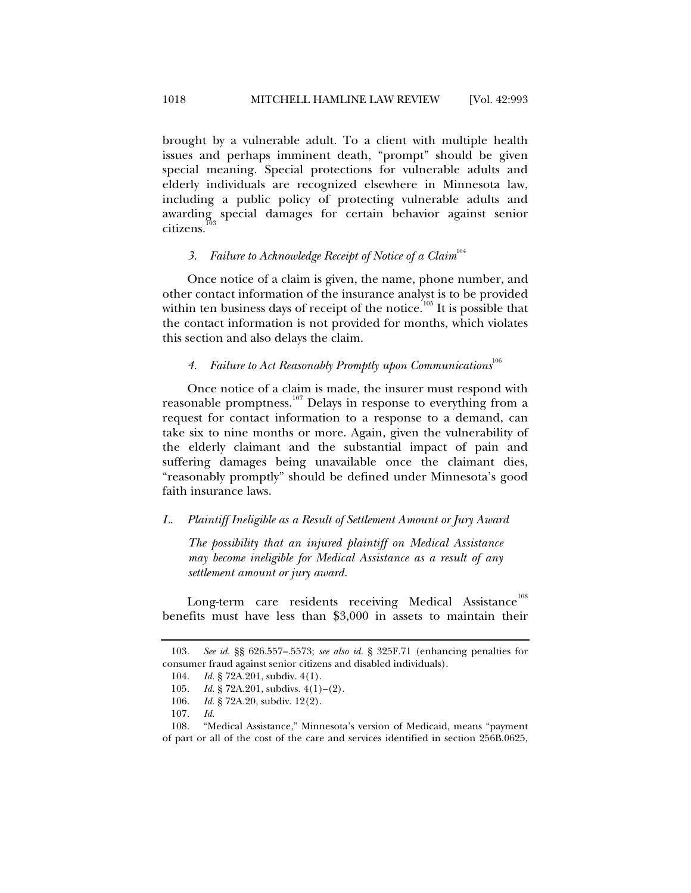brought by a vulnerable adult. To a client with multiple health issues and perhaps imminent death, "prompt" should be given special meaning. Special protections for vulnerable adults and elderly individuals are recognized elsewhere in Minnesota law, including a public policy of protecting vulnerable adults and awarding special damages for certain behavior against senior citizens.[103]

### *3. Failure to Acknowledge Receipt of Notice of a Claim*[104]

Once notice of a claim is given, the name, phone number, and other contact information of the insurance analyst is to be provided within ten business days of receipt of the notice.[105] It is possible that the contact information is not provided for months, which violates this section and also delays the claim.

### *4. Failure to Act Reasonably Promptly upon Communications*[106]

Once notice of a claim is made, the insurer must respond with reasonable promptness.[107] Delays in response to everything from a request for contact information to a response to a demand, can take six to nine months or more. Again, given the vulnerability of the elderly claimant and the substantial impact of pain and suffering damages being unavailable once the claimant dies, "reasonably promptly" should be defined under Minnesota's good faith insurance laws.

## *L. Plaintiff Ineligible as a Result of Settlement Amount or Jury Award*

*The possibility that an injured plaintiff on Medical Assistance may become ineligible for Medical Assistance as a result of any settlement amount or jury award.*

Long-term care residents receiving Medical Assistance[108] benefits must have less than $3,000 in assets to maintain their

---

103. *See id.* §§ 626.557–.5573; *see also id.* § 325F.71 (enhancing penalties for consumer fraud against senior citizens and disabled individuals).

104. *Id.* § 72A.201, subdiv. 4(1).

105. *Id.* § 72A.201, subdivs. 4(1)–(2).

106. *Id.* § 72A.20, subdiv. 12(2).

107. *Id.*

108. "Medical Assistance," Minnesota's version of Medicaid, means "payment of part or all of the cost of the care and services identified in section 256B.0625,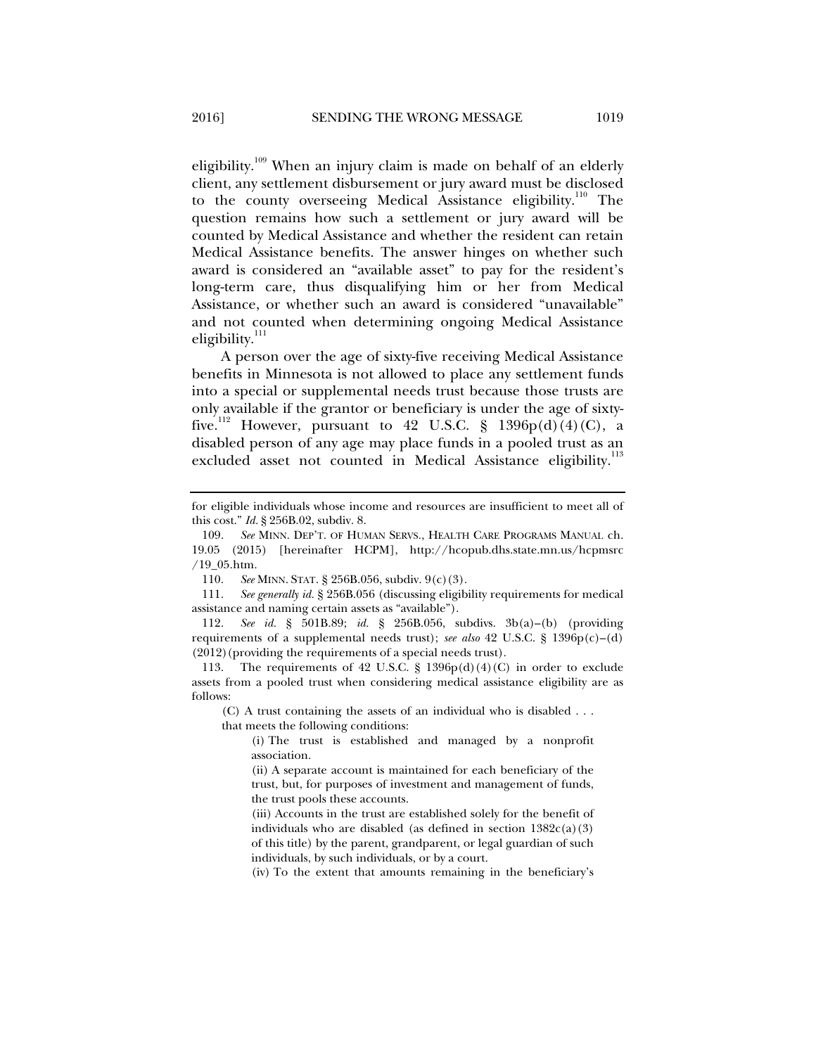eligibility.[109] When an injury claim is made on behalf of an elderly client, any settlement disbursement or jury award must be disclosed to the county overseeing Medical Assistance eligibility.[110] The question remains how such a settlement or jury award will be counted by Medical Assistance and whether the resident can retain Medical Assistance benefits. The answer hinges on whether such award is considered an "available asset" to pay for the resident's long-term care, thus disqualifying him or her from Medical Assistance, or whether such an award is considered "unavailable" and not counted when determining ongoing Medical Assistance eligibility.[111]

A person over the age of sixty-five receiving Medical Assistance benefits in Minnesota is not allowed to place any settlement funds into a special or supplemental needs trust because those trusts are only available if the grantor or beneficiary is under the age of sixty-five.[112] However, pursuant to 42 U.S.C. § 1396p(d)(4)(C), a disabled person of any age may place funds in a pooled trust as an excluded asset not counted in Medical Assistance eligibility.[113]

---

for eligible individuals whose income and resources are insufficient to meet all of this cost." *Id.* § 256B.02, subdiv. 8.

109. *See* MINN. DEP'T. OF HUMAN SERVS., HEALTH CARE PROGRAMS MANUAL ch. 19.05 (2015) [hereinafter HCPM], http://hcopub.dhs.state.mn.us/hcpmsrc/19_05.htm.

110. *See* MINN. STAT. § 256B.056, subdiv. 9(c)(3).

111. *See generally id.* § 256B.056 (discussing eligibility requirements for medical assistance and naming certain assets as "available").

112. *See id.* § 501B.89; *id.* § 256B.056, subdivs. 3b(a)–(b) (providing requirements of a supplemental needs trust); *see also* 42 U.S.C. § 1396p(c)–(d) (2012) (providing the requirements of a special needs trust).

113. The requirements of 42 U.S.C. § 1396p(d)(4)(C) in order to exclude assets from a pooled trust when considering medical assistance eligibility are as follows:

> (C) A trust containing the assets of an individual who is disabled . . . that meets the following conditions:
>
> > (i) The trust is established and managed by a nonprofit association.
> >
> > (ii) A separate account is maintained for each beneficiary of the trust, but, for purposes of investment and management of funds, the trust pools these accounts.
> >
> > (iii) Accounts in the trust are established solely for the benefit of individuals who are disabled (as defined in section 1382c(a)(3) of this title) by the parent, grandparent, or legal guardian of such individuals, by such individuals, or by a court.
> >
> > (iv) To the extent that amounts remaining in the beneficiary's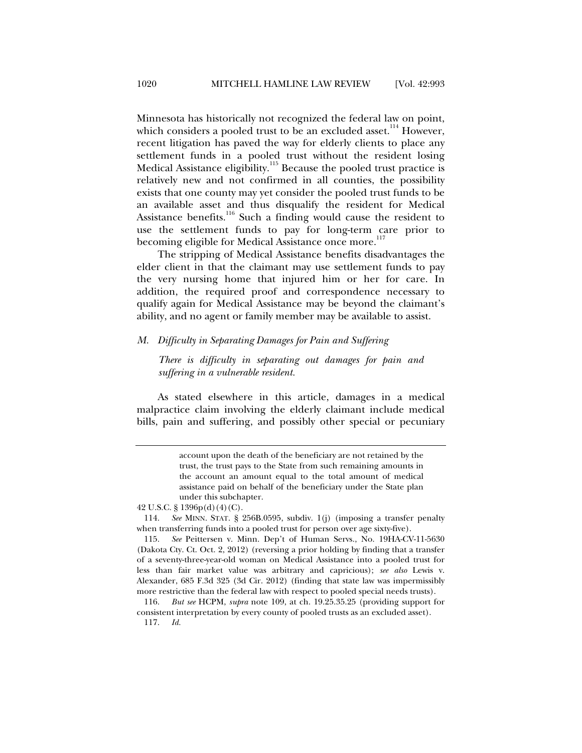Minnesota has historically not recognized the federal law on point, which considers a pooled trust to be an excluded asset.[114] However, recent litigation has paved the way for elderly clients to place any settlement funds in a pooled trust without the resident losing Medical Assistance eligibility.[115] Because the pooled trust practice is relatively new and not confirmed in all counties, the possibility exists that one county may yet consider the pooled trust funds to be an available asset and thus disqualify the resident for Medical Assistance benefits.[116] Such a finding would cause the resident to use the settlement funds to pay for long-term care prior to becoming eligible for Medical Assistance once more.[117]

The stripping of Medical Assistance benefits disadvantages the elder client in that the claimant may use settlement funds to pay the very nursing home that injured him or her for care. In addition, the required proof and correspondence necessary to qualify again for Medical Assistance may be beyond the claimant's ability, and no agent or family member may be available to assist.

### *M. Difficulty in Separating Damages for Pain and Suffering*

> *There is difficulty in separating out damages for pain and suffering in a vulnerable resident.*

As stated elsewhere in this article, damages in a medical malpractice claim involving the elderly claimant include medical bills, pain and suffering, and possibly other special or pecuniary

---

> account upon the death of the beneficiary are not retained by the trust, the trust pays to the State from such remaining amounts in the account an amount equal to the total amount of medical assistance paid on behalf of the beneficiary under the State plan under this subchapter.

42 U.S.C. § 1396p(d)(4)(C).

114. *See* MINN. STAT. § 256B.0595, subdiv. 1(j) (imposing a transfer penalty when transferring funds into a pooled trust for person over age sixty-five).

115. *See* Peittersen v. Minn. Dep't of Human Servs., No. 19HA-CV-11-5630 (Dakota Cty. Ct. Oct. 2, 2012) (reversing a prior holding by finding that a transfer of a seventy-three-year-old woman on Medical Assistance into a pooled trust for less than fair market value was arbitrary and capricious); *see also* Lewis v. Alexander, 685 F.3d 325 (3d Cir. 2012) (finding that state law was impermissibly more restrictive than the federal law with respect to pooled special needs trusts).

116. *But see* HCPM, *supra* note 109, at ch. 19.25.35.25 (providing support for consistent interpretation by every county of pooled trusts as an excluded asset).

117. *Id.*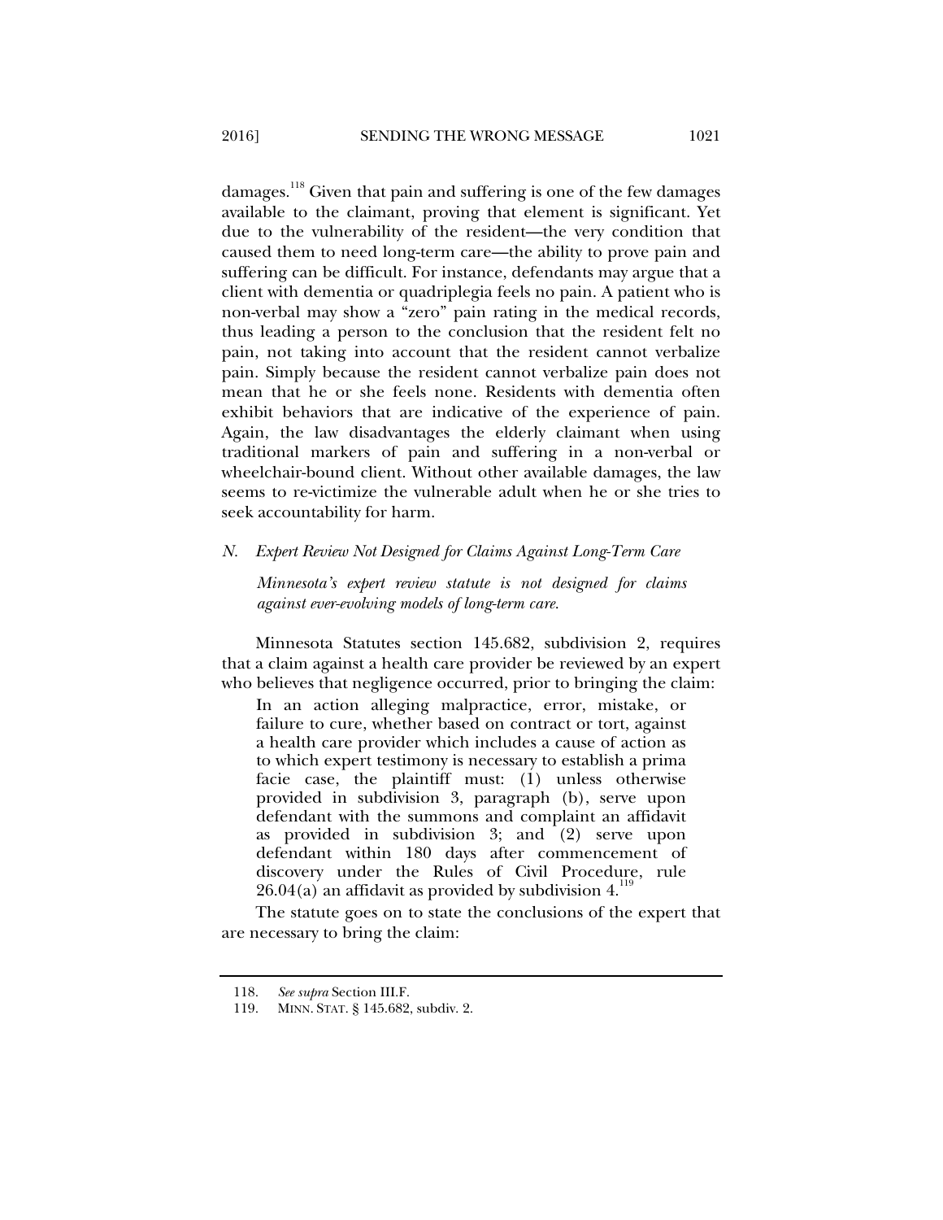damages.[118] Given that pain and suffering is one of the few damages available to the claimant, proving that element is significant. Yet due to the vulnerability of the resident—the very condition that caused them to need long-term care—the ability to prove pain and suffering can be difficult. For instance, defendants may argue that a client with dementia or quadriplegia feels no pain. A patient who is non-verbal may show a "zero" pain rating in the medical records, thus leading a person to the conclusion that the resident felt no pain, not taking into account that the resident cannot verbalize pain. Simply because the resident cannot verbalize pain does not mean that he or she feels none. Residents with dementia often exhibit behaviors that are indicative of the experience of pain. Again, the law disadvantages the elderly claimant when using traditional markers of pain and suffering in a non-verbal or wheelchair-bound client. Without other available damages, the law seems to re-victimize the vulnerable adult when he or she tries to seek accountability for harm.

### *N. Expert Review Not Designed for Claims Against Long-Term Care*

> *Minnesota's expert review statute is not designed for claims against ever-evolving models of long-term care.*

Minnesota Statutes section 145.682, subdivision 2, requires that a claim against a health care provider be reviewed by an expert who believes that negligence occurred, prior to bringing the claim:

> In an action alleging malpractice, error, mistake, or failure to cure, whether based on contract or tort, against a health care provider which includes a cause of action as to which expert testimony is necessary to establish a prima facie case, the plaintiff must: (1) unless otherwise provided in subdivision 3, paragraph (b), serve upon defendant with the summons and complaint an affidavit as provided in subdivision 3; and (2) serve upon defendant within 180 days after commencement of discovery under the Rules of Civil Procedure, rule 26.04(a) an affidavit as provided by subdivision 4.[119]

The statute goes on to state the conclusions of the expert that are necessary to bring the claim:

---

118. *See supra* Section III.F.

119. MINN. STAT. § 145.682, subdiv. 2.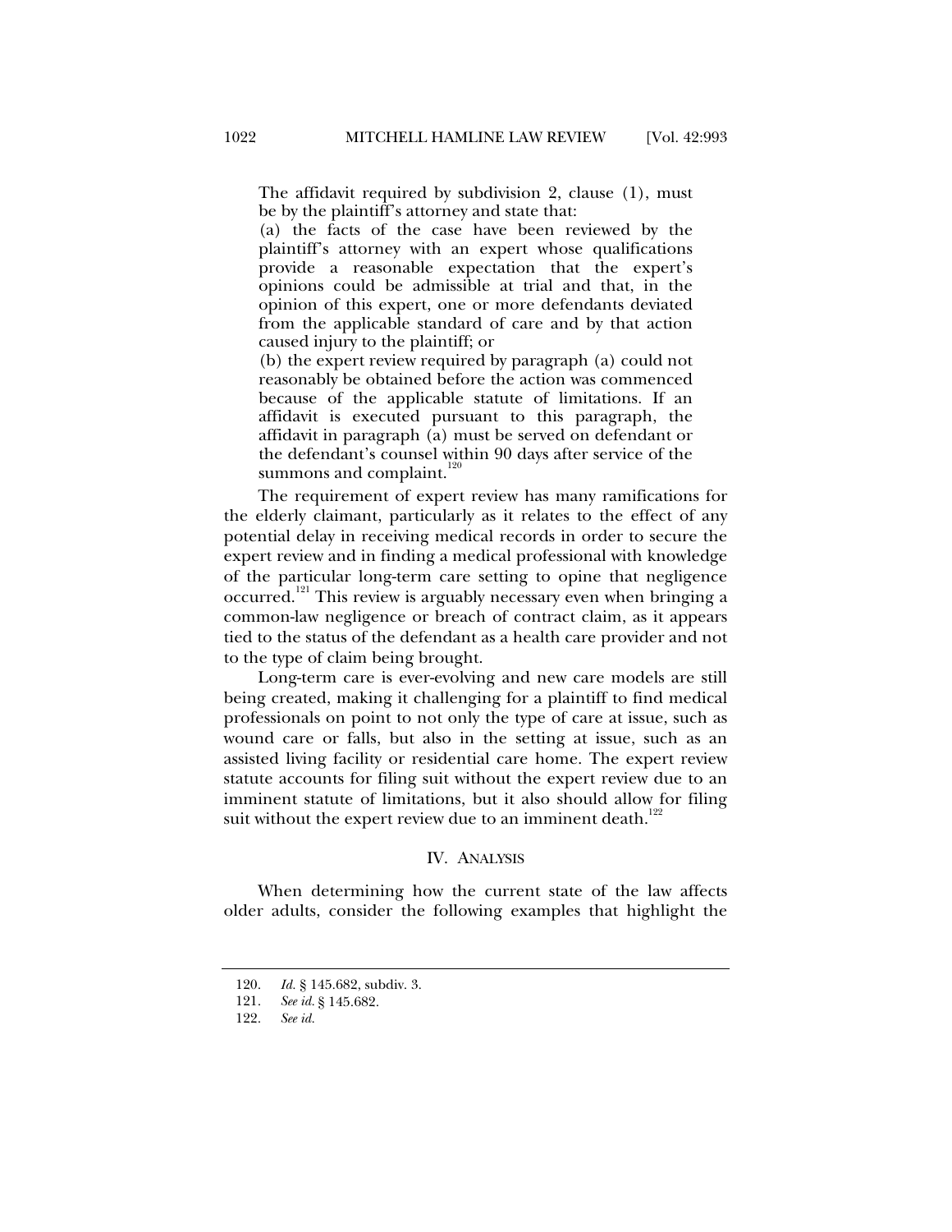> The affidavit required by subdivision 2, clause (1), must be by the plaintiff's attorney and state that:
>
> (a) the facts of the case have been reviewed by the plaintiff's attorney with an expert whose qualifications provide a reasonable expectation that the expert's opinions could be admissible at trial and that, in the opinion of this expert, one or more defendants deviated from the applicable standard of care and by that action caused injury to the plaintiff; or
>
> (b) the expert review required by paragraph (a) could not reasonably be obtained before the action was commenced because of the applicable statute of limitations. If an affidavit is executed pursuant to this paragraph, the affidavit in paragraph (a) must be served on defendant or the defendant's counsel within 90 days after service of the summons and complaint.[120]

The requirement of expert review has many ramifications for the elderly claimant, particularly as it relates to the effect of any potential delay in receiving medical records in order to secure the expert review and in finding a medical professional with knowledge of the particular long-term care setting to opine that negligence occurred.[121] This review is arguably necessary even when bringing a common-law negligence or breach of contract claim, as it appears tied to the status of the defendant as a health care provider and not to the type of claim being brought.

Long-term care is ever-evolving and new care models are still being created, making it challenging for a plaintiff to find medical professionals on point to not only the type of care at issue, such as wound care or falls, but also in the setting at issue, such as an assisted living facility or residential care home. The expert review statute accounts for filing suit without the expert review due to an imminent statute of limitations, but it also should allow for filing suit without the expert review due to an imminent death.[122]

## IV. ANALYSIS

When determining how the current state of the law affects older adults, consider the following examples that highlight the

---

120. *Id.* § 145.682, subdiv. 3.

121. *See id.* § 145.682.

122. *See id.*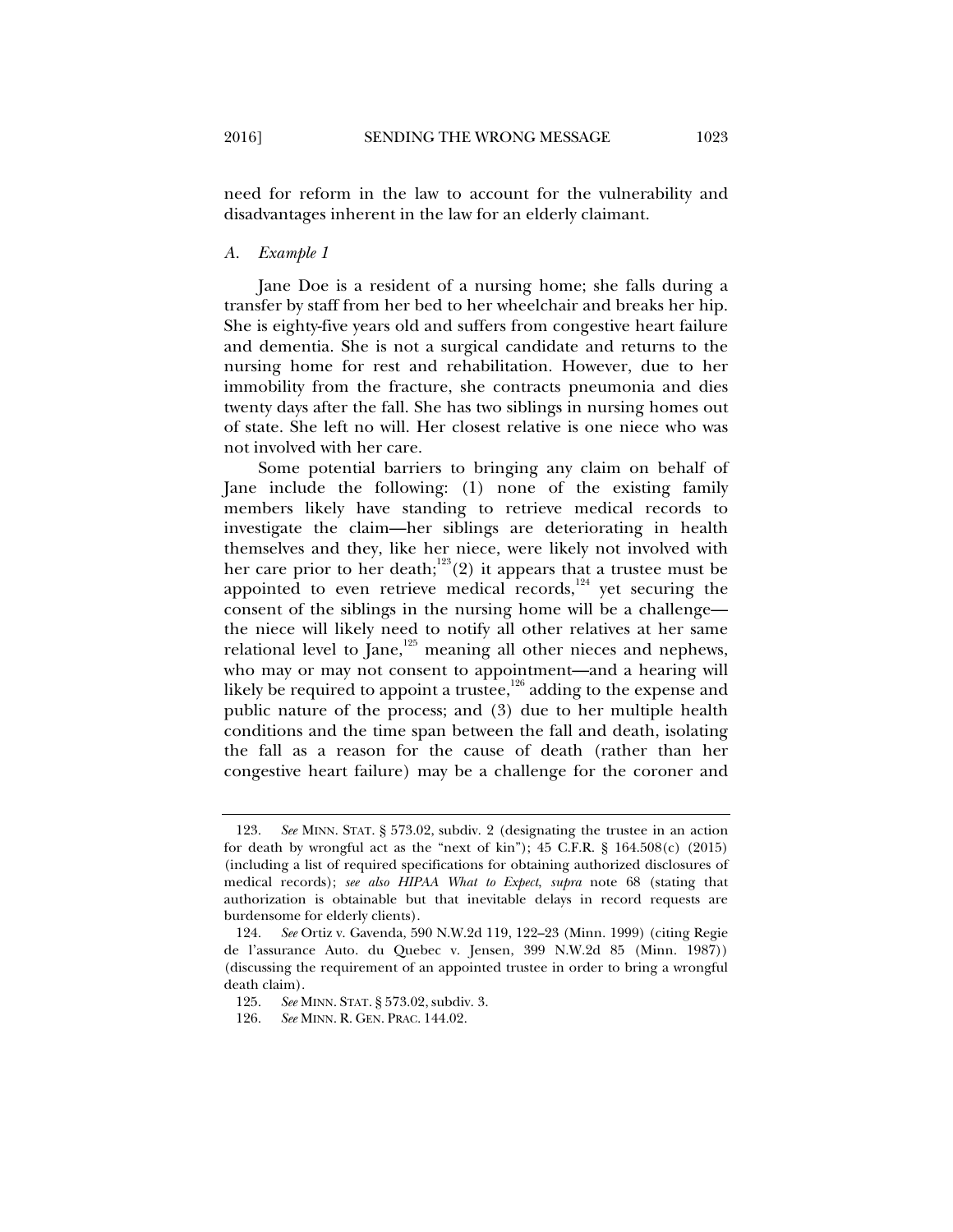need for reform in the law to account for the vulnerability and disadvantages inherent in the law for an elderly claimant.

### *A. Example 1*

Jane Doe is a resident of a nursing home; she falls during a transfer by staff from her bed to her wheelchair and breaks her hip. She is eighty-five years old and suffers from congestive heart failure and dementia. She is not a surgical candidate and returns to the nursing home for rest and rehabilitation. However, due to her immobility from the fracture, she contracts pneumonia and dies twenty days after the fall. She has two siblings in nursing homes out of state. She left no will. Her closest relative is one niece who was not involved with her care.

Some potential barriers to bringing any claim on behalf of Jane include the following: (1) none of the existing family members likely have standing to retrieve medical records to investigate the claim—her siblings are deteriorating in health themselves and they, like her niece, were likely not involved with her care prior to her death;[123] (2) it appears that a trustee must be appointed to even retrieve medical records,[124] yet securing the consent of the siblings in the nursing home will be a challenge—the niece will likely need to notify all other relatives at her same relational level to Jane,[125] meaning all other nieces and nephews, who may or may not consent to appointment—and a hearing will likely be required to appoint a trustee,[126] adding to the expense and public nature of the process; and (3) due to her multiple health conditions and the time span between the fall and death, isolating the fall as a reason for the cause of death (rather than her congestive heart failure) may be a challenge for the coroner and

---

123. *See* MINN. STAT. § 573.02, subdiv. 2 (designating the trustee in an action for death by wrongful act as the "next of kin"); 45 C.F.R. § 164.508(c) (2015) (including a list of required specifications for obtaining authorized disclosures of medical records); *see also HIPAA What to Expect*, *supra* note 68 (stating that authorization is obtainable but that inevitable delays in record requests are burdensome for elderly clients).

124. *See* Ortiz v. Gavenda, 590 N.W.2d 119, 122–23 (Minn. 1999) (citing Regie de l'assurance Auto. du Quebec v. Jensen, 399 N.W.2d 85 (Minn. 1987)) (discussing the requirement of an appointed trustee in order to bring a wrongful death claim).

125. *See* MINN. STAT. § 573.02, subdiv. 3.

126. *See* MINN. R. GEN. PRAC. 144.02.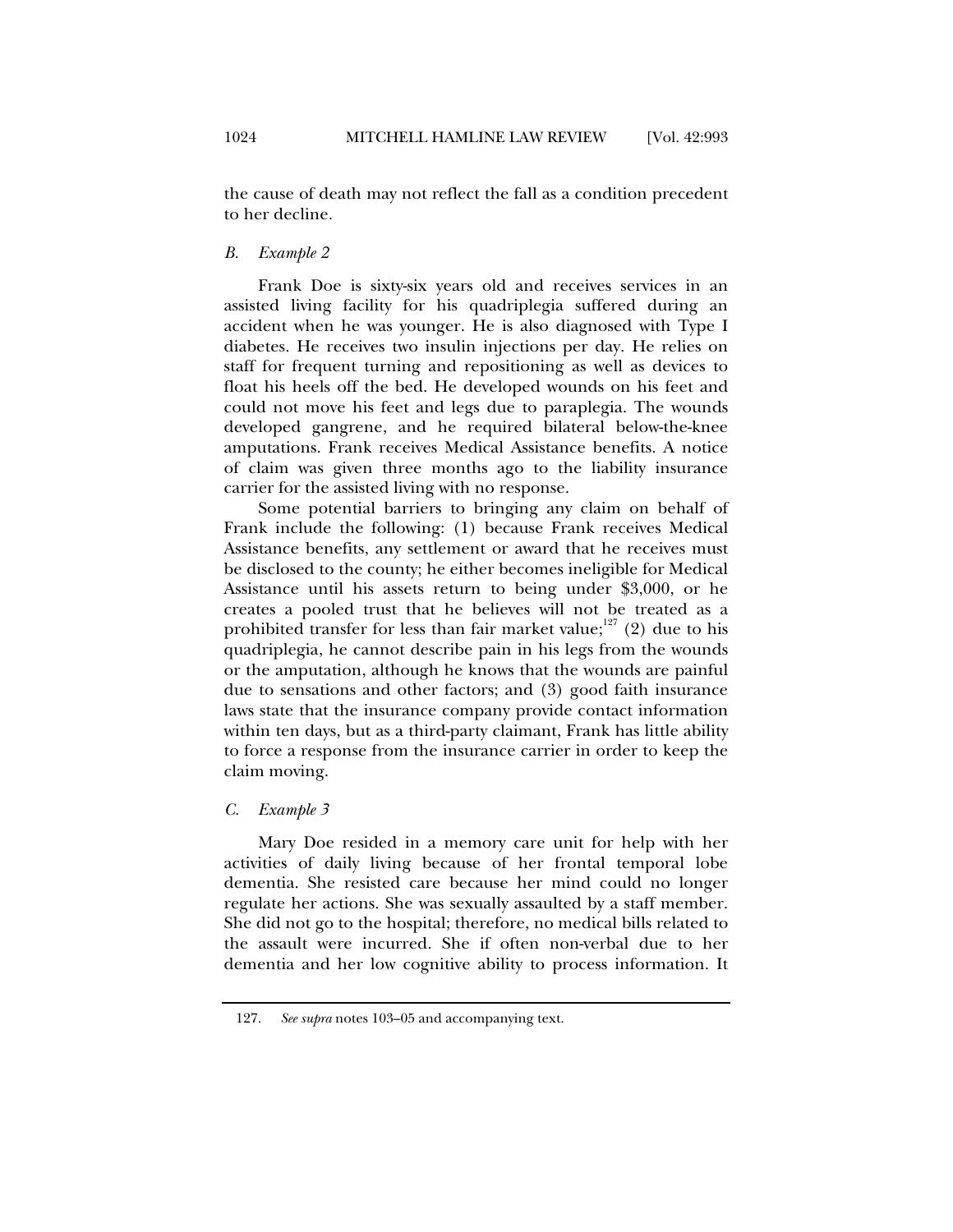the cause of death may not reflect the fall as a condition precedent to her decline.

### *B. Example 2*

Frank Doe is sixty-six years old and receives services in an assisted living facility for his quadriplegia suffered during an accident when he was younger. He is also diagnosed with Type I diabetes. He receives two insulin injections per day. He relies on staff for frequent turning and repositioning as well as devices to float his heels off the bed. He developed wounds on his feet and could not move his feet and legs due to paraplegia. The wounds developed gangrene, and he required bilateral below-the-knee amputations. Frank receives Medical Assistance benefits. A notice of claim was given three months ago to the liability insurance carrier for the assisted living with no response.

Some potential barriers to bringing any claim on behalf of Frank include the following: (1) because Frank receives Medical Assistance benefits, any settlement or award that he receives must be disclosed to the county; he either becomes ineligible for Medical Assistance until his assets return to being under $3,000, or he creates a pooled trust that he believes will not be treated as a prohibited transfer for less than fair market value;[127] (2) due to his quadriplegia, he cannot describe pain in his legs from the wounds or the amputation, although he knows that the wounds are painful due to sensations and other factors; and (3) good faith insurance laws state that the insurance company provide contact information within ten days, but as a third-party claimant, Frank has little ability to force a response from the insurance carrier in order to keep the claim moving.

### *C. Example 3*

Mary Doe resided in a memory care unit for help with her activities of daily living because of her frontal temporal lobe dementia. She resisted care because her mind could no longer regulate her actions. She was sexually assaulted by a staff member. She did not go to the hospital; therefore, no medical bills related to the assault were incurred. She if often non-verbal due to her dementia and her low cognitive ability to process information. It

---

127. *See supra* notes 103–05 and accompanying text.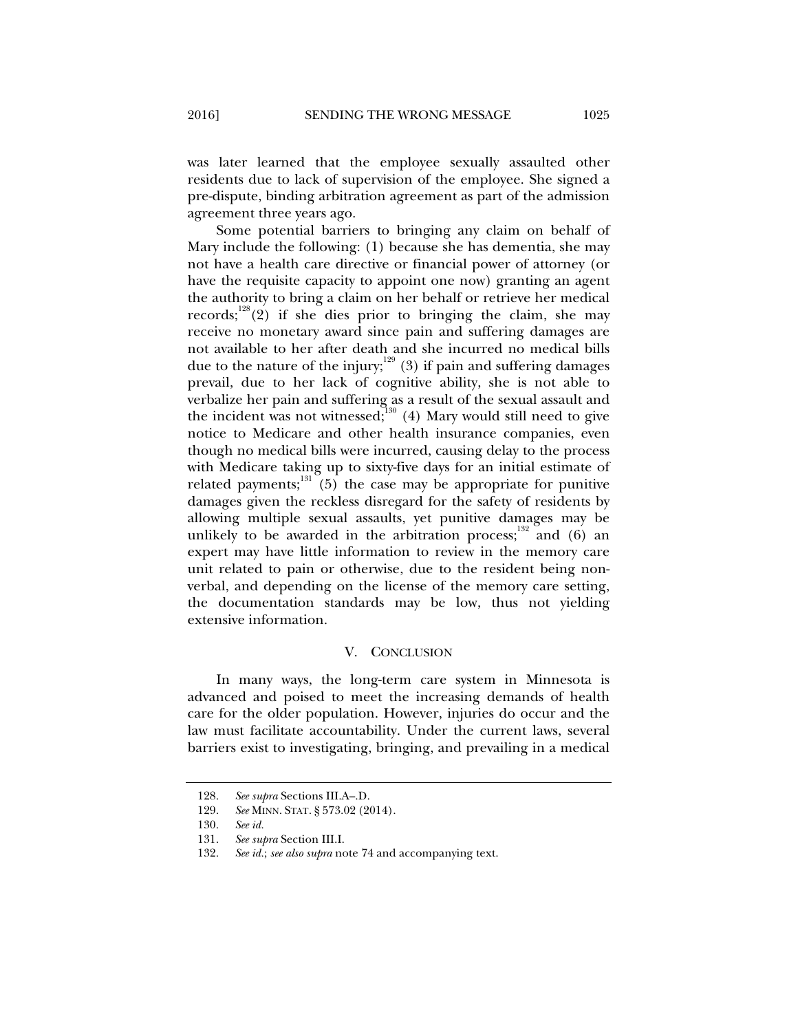was later learned that the employee sexually assaulted other residents due to lack of supervision of the employee. She signed a pre-dispute, binding arbitration agreement as part of the admission agreement three years ago.

Some potential barriers to bringing any claim on behalf of Mary include the following: (1) because she has dementia, she may not have a health care directive or financial power of attorney (or have the requisite capacity to appoint one now) granting an agent the authority to bring a claim on her behalf or retrieve her medical records;[128] (2) if she dies prior to bringing the claim, she may receive no monetary award since pain and suffering damages are not available to her after death and she incurred no medical bills due to the nature of the injury;[129] (3) if pain and suffering damages prevail, due to her lack of cognitive ability, she is not able to verbalize her pain and suffering as a result of the sexual assault and the incident was not witnessed;[130] (4) Mary would still need to give notice to Medicare and other health insurance companies, even though no medical bills were incurred, causing delay to the process with Medicare taking up to sixty-five days for an initial estimate of related payments;[131] (5) the case may be appropriate for punitive damages given the reckless disregard for the safety of residents by allowing multiple sexual assaults, yet punitive damages may be unlikely to be awarded in the arbitration process;[132] and (6) an expert may have little information to review in the memory care unit related to pain or otherwise, due to the resident being non-verbal, and depending on the license of the memory care setting, the documentation standards may be low, thus not yielding extensive information.

## V. CONCLUSION

In many ways, the long-term care system in Minnesota is advanced and poised to meet the increasing demands of health care for the older population. However, injuries do occur and the law must facilitate accountability. Under the current laws, several barriers exist to investigating, bringing, and prevailing in a medical

---

128. *See supra* Sections III.A–.D.

129. *See* MINN. STAT. § 573.02 (2014).

130. *See id.*

131. *See supra* Section III.I.

132. *See id.*; *see also supra* note 74 and accompanying text.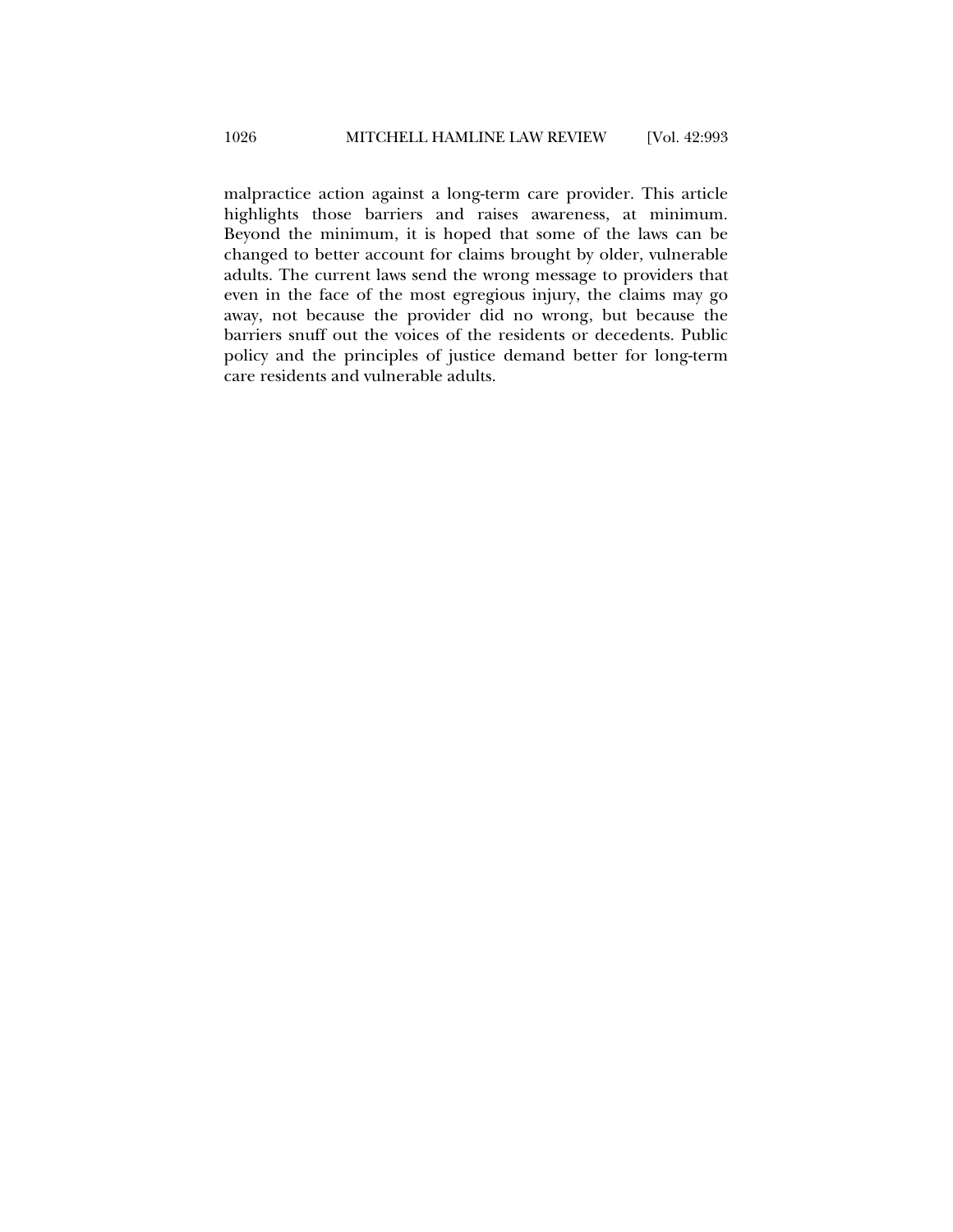malpractice action against a long-term care provider. This article highlights those barriers and raises awareness, at minimum. Beyond the minimum, it is hoped that some of the laws can be changed to better account for claims brought by older, vulnerable adults. The current laws send the wrong message to providers that even in the face of the most egregious injury, the claims may go away, not because the provider did no wrong, but because the barriers snuff out the voices of the residents or decedents. Public policy and the principles of justice demand better for long-term care residents and vulnerable adults.